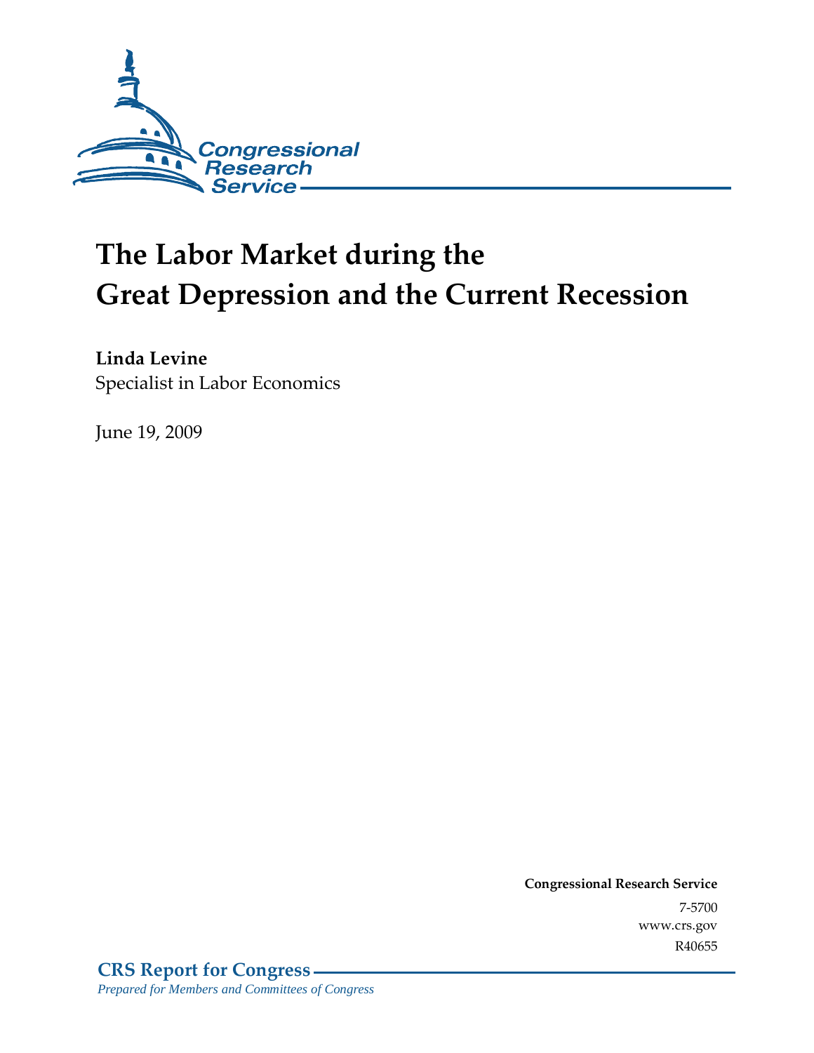Congressional Research Service

# The Labor Market during the Great Depression and the Current Recession

**Linda Levine**
Specialist in Labor Economics

June 19, 2009

**Congressional Research Service**
7-5700
www.crs.gov
R40655

**CRS Report for Congress**
*Prepared for Members and Committees of Congress*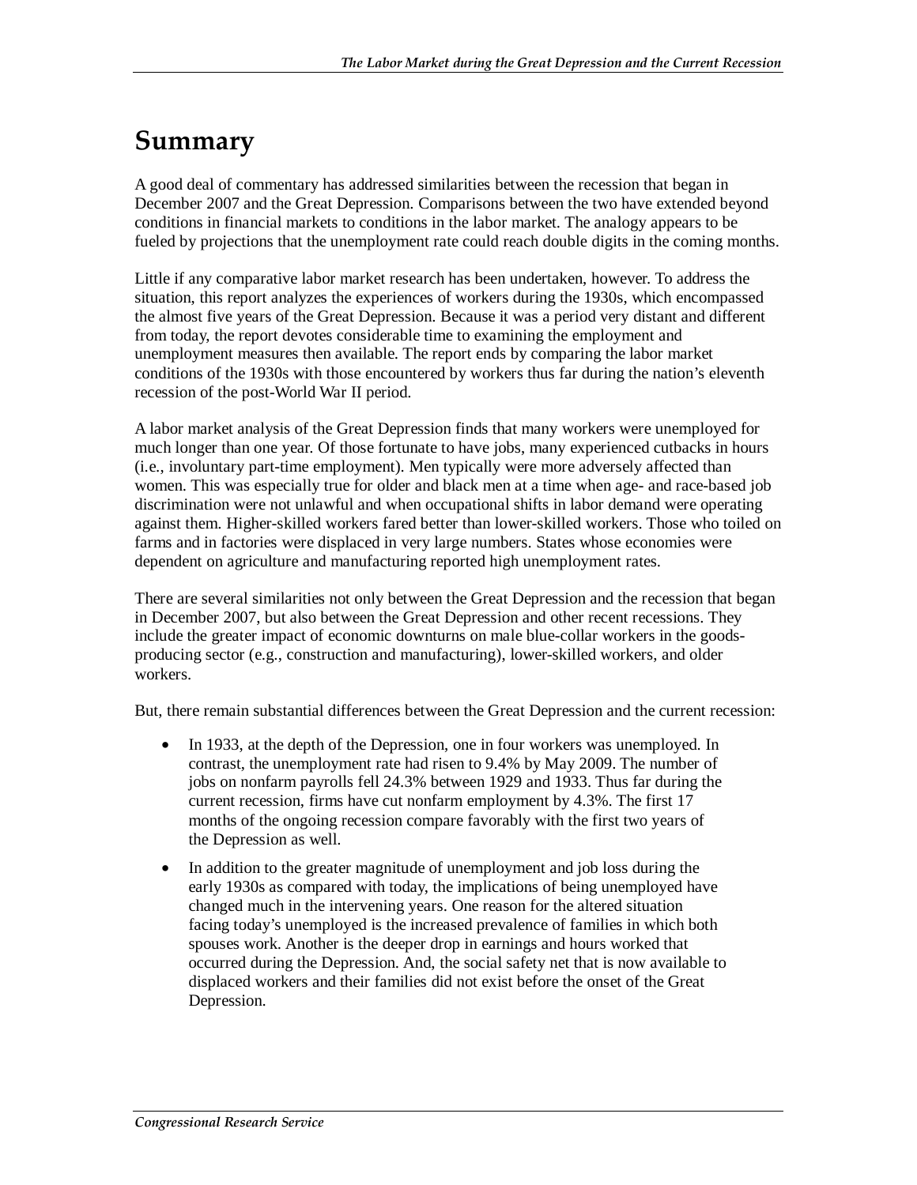# Summary

A good deal of commentary has addressed similarities between the recession that began in December 2007 and the Great Depression. Comparisons between the two have extended beyond conditions in financial markets to conditions in the labor market. The analogy appears to be fueled by projections that the unemployment rate could reach double digits in the coming months.

Little if any comparative labor market research has been undertaken, however. To address the situation, this report analyzes the experiences of workers during the 1930s, which encompassed the almost five years of the Great Depression. Because it was a period very distant and different from today, the report devotes considerable time to examining the employment and unemployment measures then available. The report ends by comparing the labor market conditions of the 1930s with those encountered by workers thus far during the nation's eleventh recession of the post-World War II period.

A labor market analysis of the Great Depression finds that many workers were unemployed for much longer than one year. Of those fortunate to have jobs, many experienced cutbacks in hours (i.e., involuntary part-time employment). Men typically were more adversely affected than women. This was especially true for older and black men at a time when age- and race-based job discrimination were not unlawful and when occupational shifts in labor demand were operating against them. Higher-skilled workers fared better than lower-skilled workers. Those who toiled on farms and in factories were displaced in very large numbers. States whose economies were dependent on agriculture and manufacturing reported high unemployment rates.

There are several similarities not only between the Great Depression and the recession that began in December 2007, but also between the Great Depression and other recent recessions. They include the greater impact of economic downturns on male blue-collar workers in the goods-producing sector (e.g., construction and manufacturing), lower-skilled workers, and older workers.

But, there remain substantial differences between the Great Depression and the current recession:

- In 1933, at the depth of the Depression, one in four workers was unemployed. In contrast, the unemployment rate had risen to 9.4% by May 2009. The number of jobs on nonfarm payrolls fell 24.3% between 1929 and 1933. Thus far during the current recession, firms have cut nonfarm employment by 4.3%. The first 17 months of the ongoing recession compare favorably with the first two years of the Depression as well.
- In addition to the greater magnitude of unemployment and job loss during the early 1930s as compared with today, the implications of being unemployed have changed much in the intervening years. One reason for the altered situation facing today's unemployed is the increased prevalence of families in which both spouses work. Another is the deeper drop in earnings and hours worked that occurred during the Depression. And, the social safety net that is now available to displaced workers and their families did not exist before the onset of the Great Depression.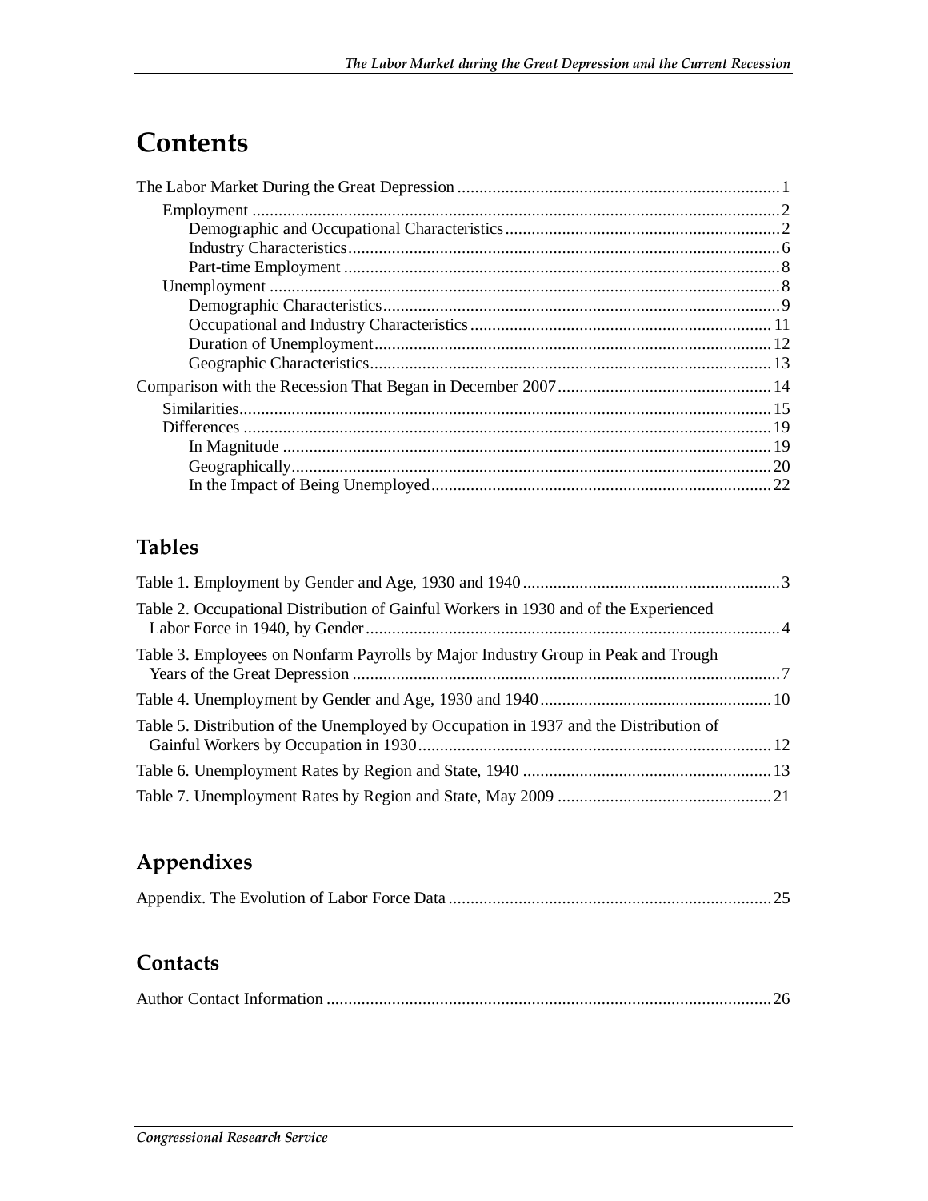# Contents

The Labor Market During the Great Depression .......................................................................... 1

- Employment ........................................................................................................................ 2
  - Demographic and Occupational Characteristics ............................................................... 2
  - Industry Characteristics .................................................................................................. 6
  - Part-time Employment ................................................................................................... 8
- Unemployment .................................................................................................................... 8
  - Demographic Characteristics .......................................................................................... 9
  - Occupational and Industry Characteristics .................................................................... 11
  - Duration of Unemployment .......................................................................................... 12
  - Geographic Characteristics ........................................................................................... 13

Comparison with the Recession That Began in December 2007 ................................................. 14

- Similarities ......................................................................................................................... 15
- Differences ........................................................................................................................ 19
  - In Magnitude ............................................................................................................... 19
  - Geographically ............................................................................................................. 20
  - In the Impact of Being Unemployed ............................................................................. 22

## Tables

Table 1. Employment by Gender and Age, 1930 and 1940 ........................................................... 3

Table 2. Occupational Distribution of Gainful Workers in 1930 and of the Experienced Labor Force in 1940, by Gender .............................................................................................. 4

Table 3. Employees on Nonfarm Payrolls by Major Industry Group in Peak and Trough Years of the Great Depression ................................................................................................. 7

Table 4. Unemployment by Gender and Age, 1930 and 1940 ..................................................... 10

Table 5. Distribution of the Unemployed by Occupation in 1937 and the Distribution of Gainful Workers by Occupation in 1930 ................................................................................. 12

Table 6. Unemployment Rates by Region and State, 1940 ......................................................... 13

Table 7. Unemployment Rates by Region and State, May 2009 ................................................. 21

## Appendixes

Appendix. The Evolution of Labor Force Data .......................................................................... 25

## Contacts

Author Contact Information ...................................................................................................... 26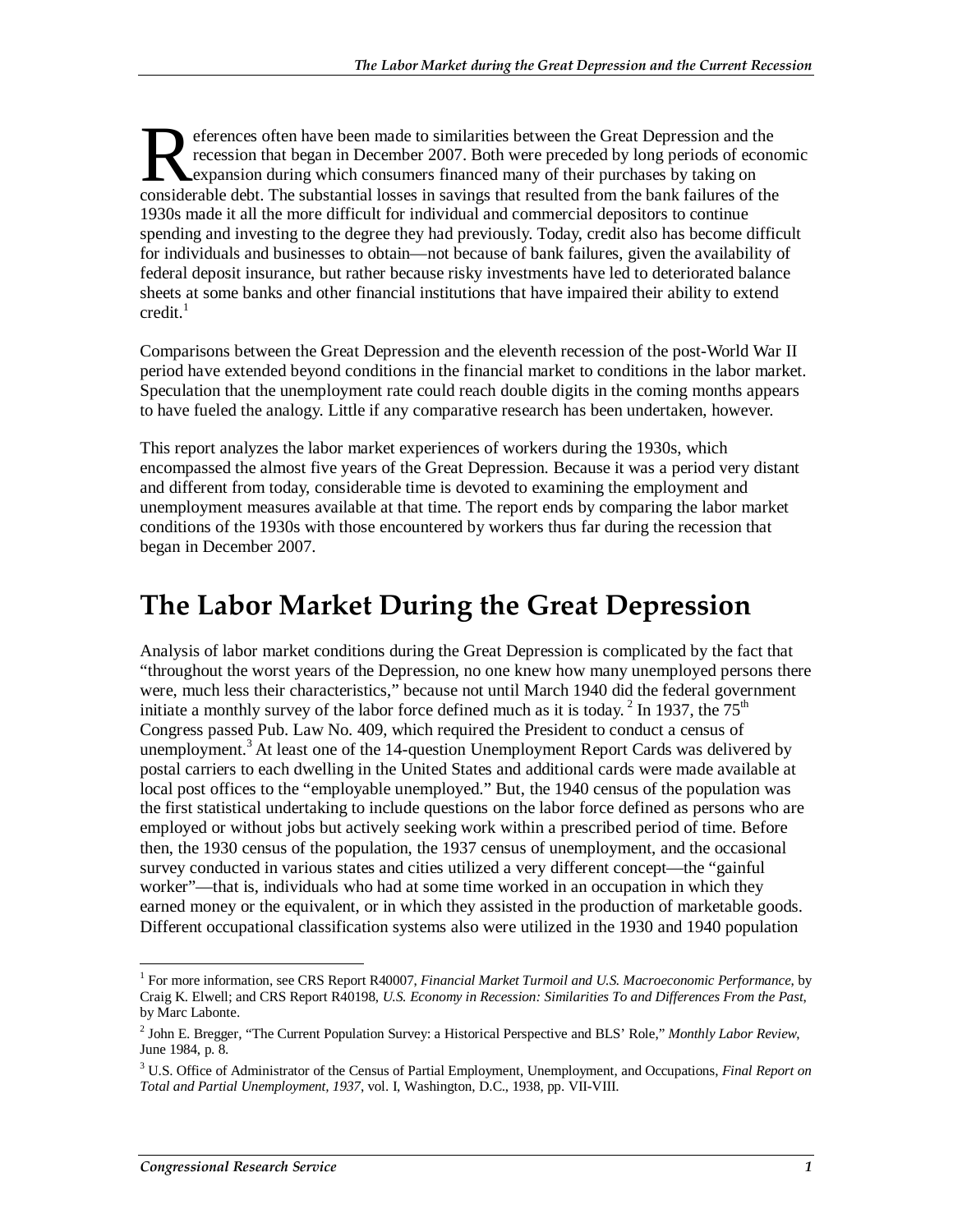References often have been made to similarities between the Great Depression and the recession that began in December 2007. Both were preceded by long periods of economic expansion during which consumers financed many of their purchases by taking on considerable debt. The substantial losses in savings that resulted from the bank failures of the 1930s made it all the more difficult for individual and commercial depositors to continue spending and investing to the degree they had previously. Today, credit also has become difficult for individuals and businesses to obtain—not because of bank failures, given the availability of federal deposit insurance, but rather because risky investments have led to deteriorated balance sheets at some banks and other financial institutions that have impaired their ability to extend credit.[1]

Comparisons between the Great Depression and the eleventh recession of the post-World War II period have extended beyond conditions in the financial market to conditions in the labor market. Speculation that the unemployment rate could reach double digits in the coming months appears to have fueled the analogy. Little if any comparative research has been undertaken, however.

This report analyzes the labor market experiences of workers during the 1930s, which encompassed the almost five years of the Great Depression. Because it was a period very distant and different from today, considerable time is devoted to examining the employment and unemployment measures available at that time. The report ends by comparing the labor market conditions of the 1930s with those encountered by workers thus far during the recession that began in December 2007.

# The Labor Market During the Great Depression

Analysis of labor market conditions during the Great Depression is complicated by the fact that "throughout the worst years of the Depression, no one knew how many unemployed persons there were, much less their characteristics," because not until March 1940 did the federal government initiate a monthly survey of the labor force defined much as it is today.[2] In 1937, the 75th Congress passed Pub. Law No. 409, which required the President to conduct a census of unemployment.[3] At least one of the 14-question Unemployment Report Cards was delivered by postal carriers to each dwelling in the United States and additional cards were made available at local post offices to the "employable unemployed." But, the 1940 census of the population was the first statistical undertaking to include questions on the labor force defined as persons who are employed or without jobs but actively seeking work within a prescribed period of time. Before then, the 1930 census of the population, the 1937 census of unemployment, and the occasional survey conducted in various states and cities utilized a very different concept—the "gainful worker"—that is, individuals who had at some time worked in an occupation in which they earned money or the equivalent, or in which they assisted in the production of marketable goods. Different occupational classification systems also were utilized in the 1930 and 1940 population

---

[1] For more information, see CRS Report R40007, *Financial Market Turmoil and U.S. Macroeconomic Performance*, by Craig K. Elwell; and CRS Report R40198, *U.S. Economy in Recession: Similarities To and Differences From the Past*, by Marc Labonte.

[2] John E. Bregger, "The Current Population Survey: a Historical Perspective and BLS' Role," *Monthly Labor Review*, June 1984, p. 8.

[3] U.S. Office of Administrator of the Census of Partial Employment, Unemployment, and Occupations, *Final Report on Total and Partial Unemployment, 1937*, vol. I, Washington, D.C., 1938, pp. VII-VIII.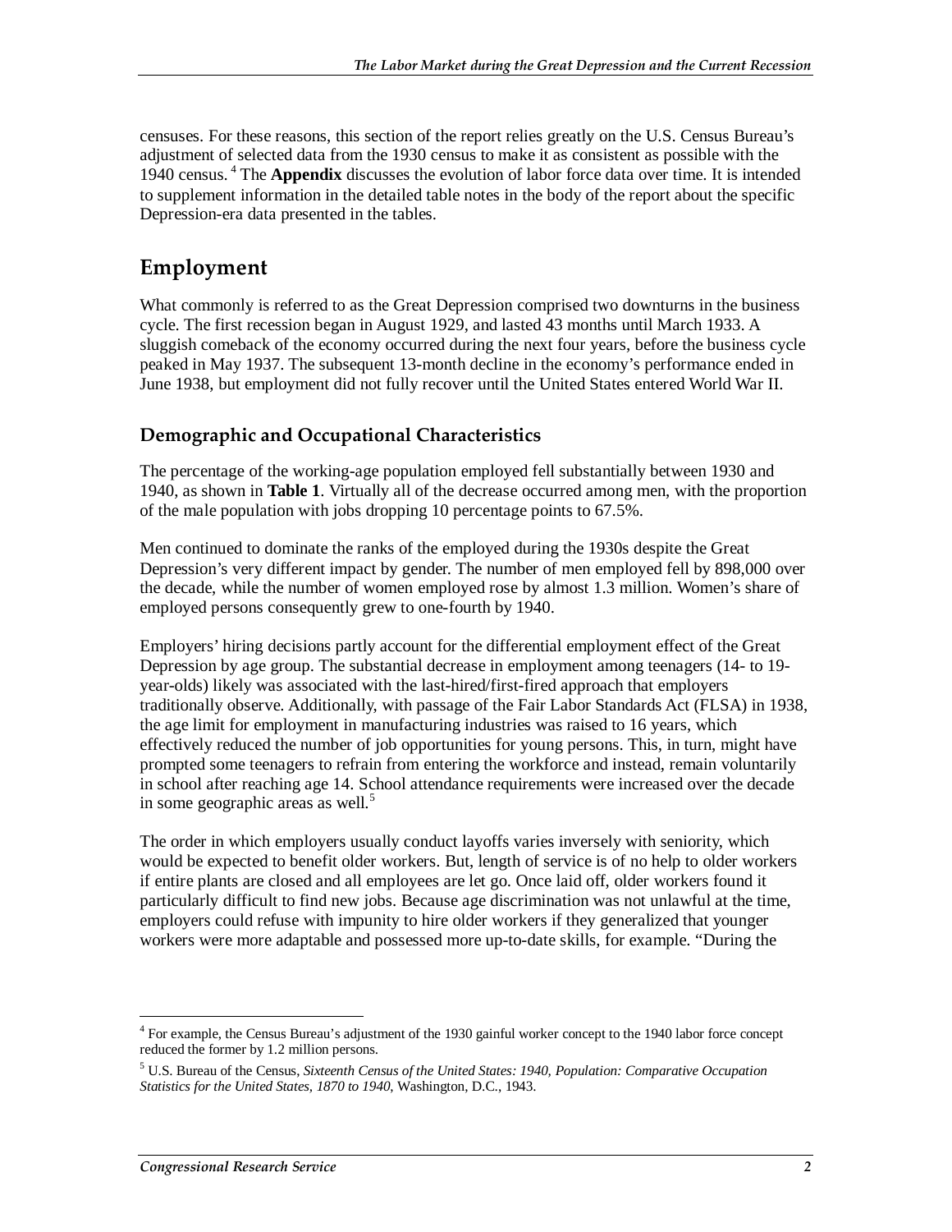censuses. For these reasons, this section of the report relies greatly on the U.S. Census Bureau's adjustment of selected data from the 1930 census to make it as consistent as possible with the 1940 census.[4] The **Appendix** discusses the evolution of labor force data over time. It is intended to supplement information in the detailed table notes in the body of the report about the specific Depression-era data presented in the tables.

## Employment

What commonly is referred to as the Great Depression comprised two downturns in the business cycle. The first recession began in August 1929, and lasted 43 months until March 1933. A sluggish comeback of the economy occurred during the next four years, before the business cycle peaked in May 1937. The subsequent 13-month decline in the economy's performance ended in June 1938, but employment did not fully recover until the United States entered World War II.

### Demographic and Occupational Characteristics

The percentage of the working-age population employed fell substantially between 1930 and 1940, as shown in **Table 1**. Virtually all of the decrease occurred among men, with the proportion of the male population with jobs dropping 10 percentage points to 67.5%.

Men continued to dominate the ranks of the employed during the 1930s despite the Great Depression's very different impact by gender. The number of men employed fell by 898,000 over the decade, while the number of women employed rose by almost 1.3 million. Women's share of employed persons consequently grew to one-fourth by 1940.

Employers' hiring decisions partly account for the differential employment effect of the Great Depression by age group. The substantial decrease in employment among teenagers (14- to 19-year-olds) likely was associated with the last-hired/first-fired approach that employers traditionally observe. Additionally, with passage of the Fair Labor Standards Act (FLSA) in 1938, the age limit for employment in manufacturing industries was raised to 16 years, which effectively reduced the number of job opportunities for young persons. This, in turn, might have prompted some teenagers to refrain from entering the workforce and instead, remain voluntarily in school after reaching age 14. School attendance requirements were increased over the decade in some geographic areas as well.[5]

The order in which employers usually conduct layoffs varies inversely with seniority, which would be expected to benefit older workers. But, length of service is of no help to older workers if entire plants are closed and all employees are let go. Once laid off, older workers found it particularly difficult to find new jobs. Because age discrimination was not unlawful at the time, employers could refuse with impunity to hire older workers if they generalized that younger workers were more adaptable and possessed more up-to-date skills, for example. "During the

---

[4] For example, the Census Bureau's adjustment of the 1930 gainful worker concept to the 1940 labor force concept reduced the former by 1.2 million persons.

[5] U.S. Bureau of the Census, *Sixteenth Census of the United States: 1940, Population: Comparative Occupation Statistics for the United States, 1870 to 1940*, Washington, D.C., 1943.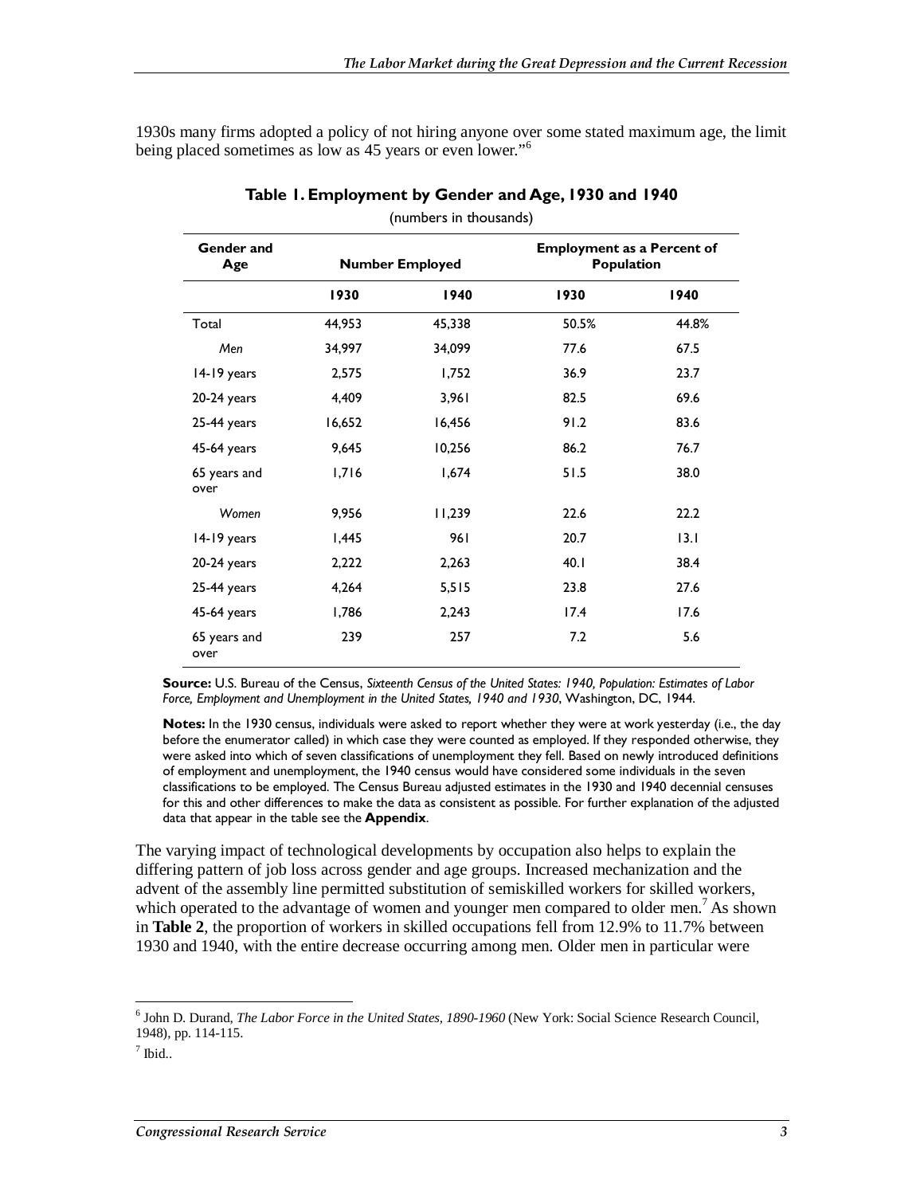1930s many firms adopted a policy of not hiring anyone over some stated maximum age, the limit being placed sometimes as low as 45 years or even lower."[6]

**Table 1. Employment by Gender and Age, 1930 and 1940**

(numbers in thousands)

| Gender and Age | Number Employed | | Employment as a Percent of Population | |
|---|---|---|---|---|
| | 1930 | 1940 | 1930 | 1940 |
| Total | 44,953 | 45,338 | 50.5% | 44.8% |
| *Men* | 34,997 | 34,099 | 77.6 | 67.5 |
| 14-19 years | 2,575 | 1,752 | 36.9 | 23.7 |
| 20-24 years | 4,409 | 3,961 | 82.5 | 69.6 |
| 25-44 years | 16,652 | 16,456 | 91.2 | 83.6 |
| 45-64 years | 9,645 | 10,256 | 86.2 | 76.7 |
| 65 years and over | 1,716 | 1,674 | 51.5 | 38.0 |
| *Women* | 9,956 | 11,239 | 22.6 | 22.2 |
| 14-19 years | 1,445 | 961 | 20.7 | 13.1 |
| 20-24 years | 2,222 | 2,263 | 40.1 | 38.4 |
| 25-44 years | 4,264 | 5,515 | 23.8 | 27.6 |
| 45-64 years | 1,786 | 2,243 | 17.4 | 17.6 |
| 65 years and over | 239 | 257 | 7.2 | 5.6 |

**Source:** U.S. Bureau of the Census, *Sixteenth Census of the United States: 1940, Population: Estimates of Labor Force, Employment and Unemployment in the United States, 1940 and 1930*, Washington, DC, 1944.

**Notes:** In the 1930 census, individuals were asked to report whether they were at work yesterday (i.e., the day before the enumerator called) in which case they were counted as employed. If they responded otherwise, they were asked into which of seven classifications of unemployment they fell. Based on newly introduced definitions of employment and unemployment, the 1940 census would have considered some individuals in the seven classifications to be employed. The Census Bureau adjusted estimates in the 1930 and 1940 decennial censuses for this and other differences to make the data as consistent as possible. For further explanation of the adjusted data that appear in the table see the **Appendix**.

The varying impact of technological developments by occupation also helps to explain the differing pattern of job loss across gender and age groups. Increased mechanization and the advent of the assembly line permitted substitution of semiskilled workers for skilled workers, which operated to the advantage of women and younger men compared to older men.[7] As shown in **Table 2**, the proportion of workers in skilled occupations fell from 12.9% to 11.7% between 1930 and 1940, with the entire decrease occurring among men. Older men in particular were

[6] John D. Durand, *The Labor Force in the United States, 1890-1960* (New York: Social Science Research Council, 1948), pp. 114-115.

[7] Ibid..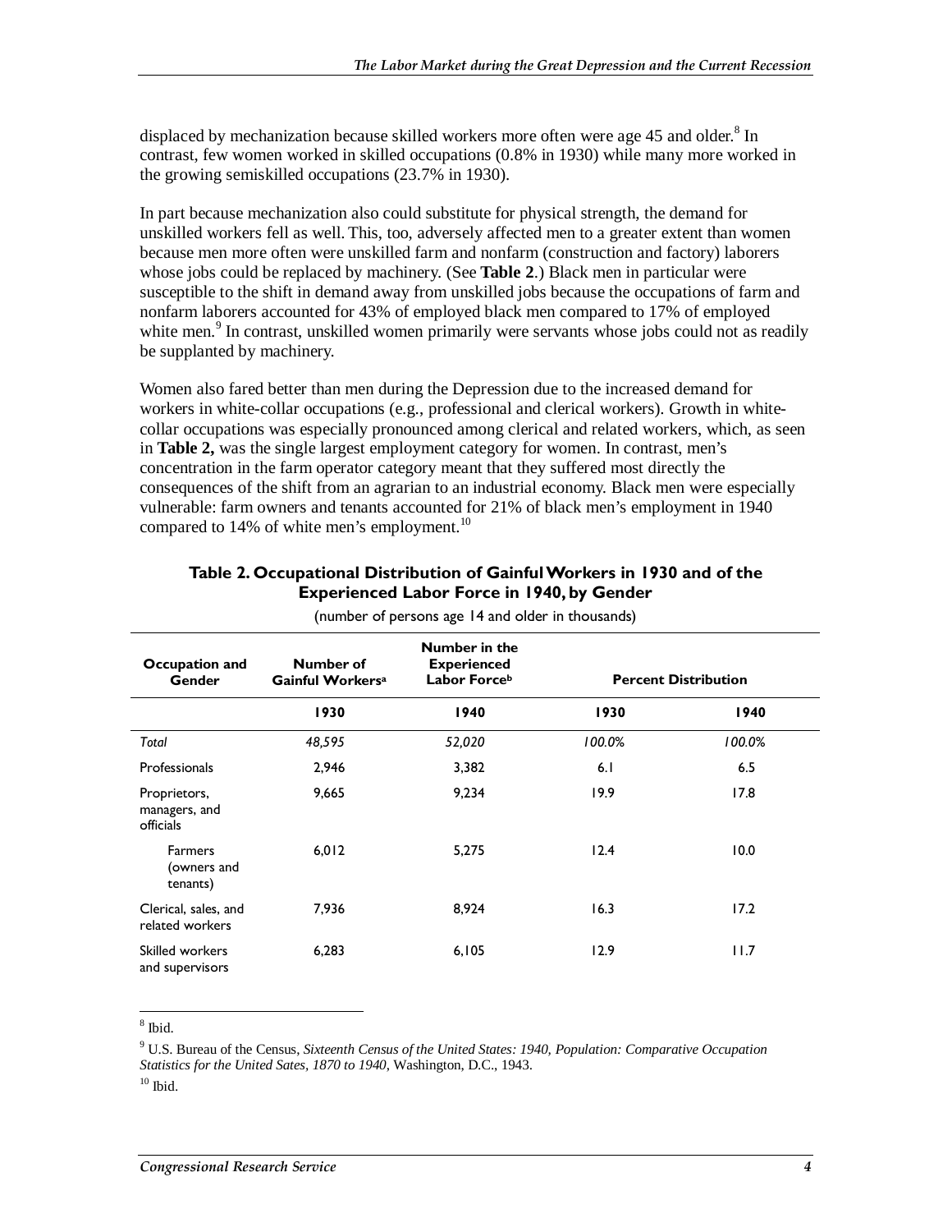displaced by mechanization because skilled workers more often were age 45 and older.[8] In contrast, few women worked in skilled occupations (0.8% in 1930) while many more worked in the growing semiskilled occupations (23.7% in 1930).

In part because mechanization also could substitute for physical strength, the demand for unskilled workers fell as well. This, too, adversely affected men to a greater extent than women because men more often were unskilled farm and nonfarm (construction and factory) laborers whose jobs could be replaced by machinery. (See **Table 2**.) Black men in particular were susceptible to the shift in demand away from unskilled jobs because the occupations of farm and nonfarm laborers accounted for 43% of employed black men compared to 17% of employed white men.[9] In contrast, unskilled women primarily were servants whose jobs could not as readily be supplanted by machinery.

Women also fared better than men during the Depression due to the increased demand for workers in white-collar occupations (e.g., professional and clerical workers). Growth in white-collar occupations was especially pronounced among clerical and related workers, which, as seen in **Table 2,** was the single largest employment category for women. In contrast, men's concentration in the farm operator category meant that they suffered most directly the consequences of the shift from an agrarian to an industrial economy. Black men were especially vulnerable: farm owners and tenants accounted for 21% of black men's employment in 1940 compared to 14% of white men's employment.[10]

**Table 2. Occupational Distribution of Gainful Workers in 1930 and of the Experienced Labor Force in 1940, by Gender**

(number of persons age 14 and older in thousands)

| Occupation and Gender | Number of Gainful Workers[a] | Number in the Experienced Labor Force[b] | Percent Distribution | |
|---|---|---|---|---|
| | 1930 | 1940 | 1930 | 1940 |
| *Total* | *48,595* | *52,020* | *100.0%* | *100.0%* |
| Professionals | 2,946 | 3,382 | 6.1 | 6.5 |
| Proprietors, managers, and officials | 9,665 | 9,234 | 19.9 | 17.8 |
| Farmers (owners and tenants) | 6,012 | 5,275 | 12.4 | 10.0 |
| Clerical, sales, and related workers | 7,936 | 8,924 | 16.3 | 17.2 |
| Skilled workers and supervisors | 6,283 | 6,105 | 12.9 | 11.7 |

[8] Ibid.

[9] U.S. Bureau of the Census, *Sixteenth Census of the United States: 1940, Population: Comparative Occupation Statistics for the United Sates, 1870 to 1940*, Washington, D.C., 1943.

[10] Ibid.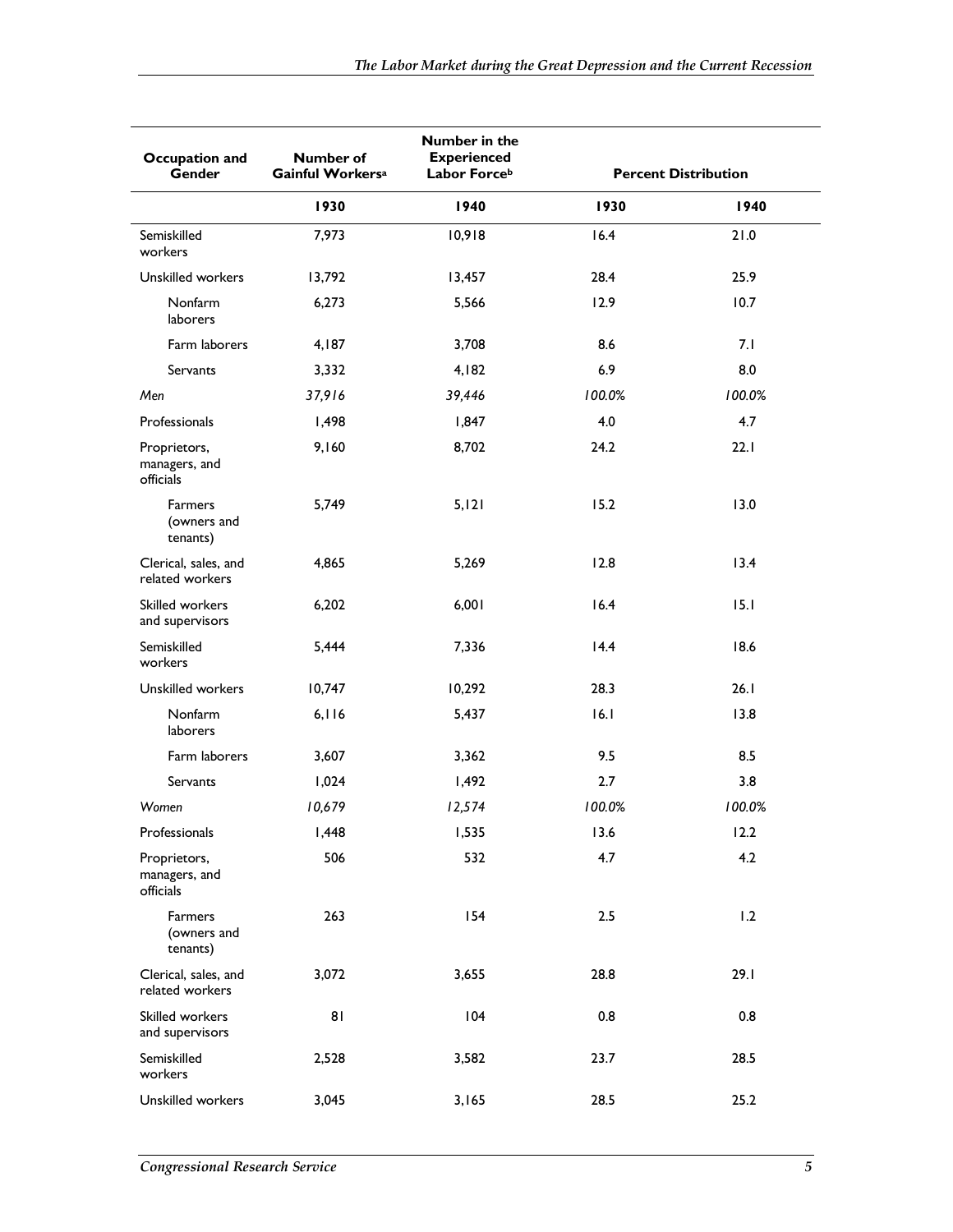| Occupation and Gender | Number of Gainful Workers[a] | Number in the Experienced Labor Force[b] | Percent Distribution | |
|---|---|---|---|---|
| | 1930 | 1940 | 1930 | 1940 |
| Semiskilled workers | 7,973 | 10,918 | 16.4 | 21.0 |
| Unskilled workers | 13,792 | 13,457 | 28.4 | 25.9 |
| Nonfarm laborers | 6,273 | 5,566 | 12.9 | 10.7 |
| Farm laborers | 4,187 | 3,708 | 8.6 | 7.1 |
| Servants | 3,332 | 4,182 | 6.9 | 8.0 |
| *Men* | *37,916* | *39,446* | *100.0%* | *100.0%* |
| Professionals | 1,498 | 1,847 | 4.0 | 4.7 |
| Proprietors, managers, and officials | 9,160 | 8,702 | 24.2 | 22.1 |
| Farmers (owners and tenants) | 5,749 | 5,121 | 15.2 | 13.0 |
| Clerical, sales, and related workers | 4,865 | 5,269 | 12.8 | 13.4 |
| Skilled workers and supervisors | 6,202 | 6,001 | 16.4 | 15.1 |
| Semiskilled workers | 5,444 | 7,336 | 14.4 | 18.6 |
| Unskilled workers | 10,747 | 10,292 | 28.3 | 26.1 |
| Nonfarm laborers | 6,116 | 5,437 | 16.1 | 13.8 |
| Farm laborers | 3,607 | 3,362 | 9.5 | 8.5 |
| Servants | 1,024 | 1,492 | 2.7 | 3.8 |
| *Women* | *10,679* | *12,574* | *100.0%* | *100.0%* |
| Professionals | 1,448 | 1,535 | 13.6 | 12.2 |
| Proprietors, managers, and officials | 506 | 532 | 4.7 | 4.2 |
| Farmers (owners and tenants) | 263 | 154 | 2.5 | 1.2 |
| Clerical, sales, and related workers | 3,072 | 3,655 | 28.8 | 29.1 |
| Skilled workers and supervisors | 81 | 104 | 0.8 | 0.8 |
| Semiskilled workers | 2,528 | 3,582 | 23.7 | 28.5 |
| Unskilled workers | 3,045 | 3,165 | 28.5 | 25.2 |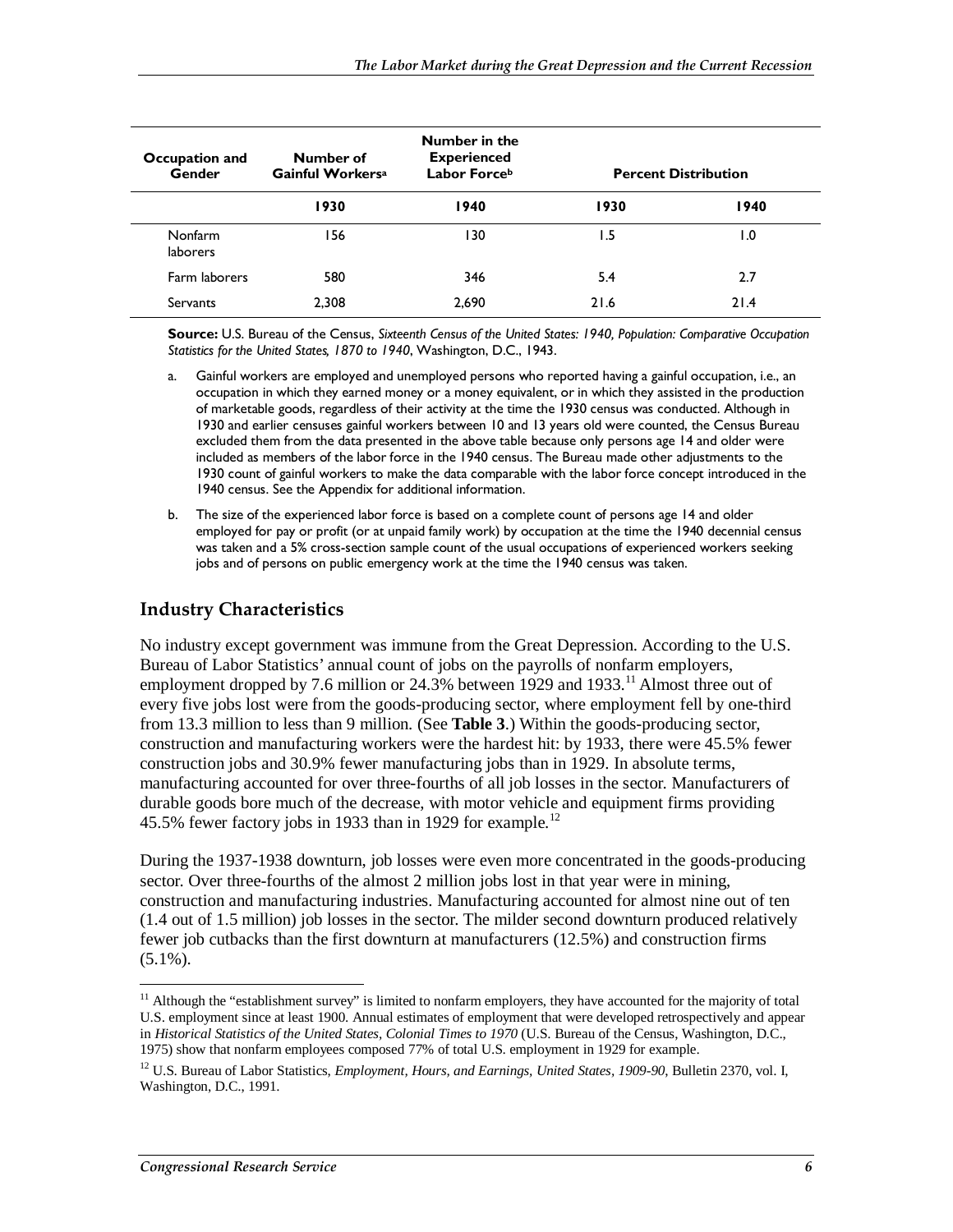| Occupation and Gender | Number of Gainful Workers[a] | Number in the Experienced Labor Force[b] | Percent Distribution | |
|---|---|---|---|---|
| | 1930 | 1940 | 1930 | 1940 |
| Nonfarm laborers | 156 | 130 | 1.5 | 1.0 |
| Farm laborers | 580 | 346 | 5.4 | 2.7 |
| Servants | 2,308 | 2,690 | 21.6 | 21.4 |

**Source:** U.S. Bureau of the Census, *Sixteenth Census of the United States: 1940, Population: Comparative Occupation Statistics for the United States, 1870 to 1940*, Washington, D.C., 1943.

a. Gainful workers are employed and unemployed persons who reported having a gainful occupation, i.e., an occupation in which they earned money or a money equivalent, or in which they assisted in the production of marketable goods, regardless of their activity at the time the 1930 census was conducted. Although in 1930 and earlier censuses gainful workers between 10 and 13 years old were counted, the Census Bureau excluded them from the data presented in the above table because only persons age 14 and older were included as members of the labor force in the 1940 census. The Bureau made other adjustments to the 1930 count of gainful workers to make the data comparable with the labor force concept introduced in the 1940 census. See the Appendix for additional information.

b. The size of the experienced labor force is based on a complete count of persons age 14 and older employed for pay or profit (or at unpaid family work) by occupation at the time the 1940 decennial census was taken and a 5% cross-section sample count of the usual occupations of experienced workers seeking jobs and of persons on public emergency work at the time the 1940 census was taken.

## Industry Characteristics

No industry except government was immune from the Great Depression. According to the U.S. Bureau of Labor Statistics' annual count of jobs on the payrolls of nonfarm employers, employment dropped by 7.6 million or 24.3% between 1929 and 1933.[11] Almost three out of every five jobs lost were from the goods-producing sector, where employment fell by one-third from 13.3 million to less than 9 million. (See **Table 3**.) Within the goods-producing sector, construction and manufacturing workers were the hardest hit: by 1933, there were 45.5% fewer construction jobs and 30.9% fewer manufacturing jobs than in 1929. In absolute terms, manufacturing accounted for over three-fourths of all job losses in the sector. Manufacturers of durable goods bore much of the decrease, with motor vehicle and equipment firms providing 45.5% fewer factory jobs in 1933 than in 1929 for example.[12]

During the 1937-1938 downturn, job losses were even more concentrated in the goods-producing sector. Over three-fourths of the almost 2 million jobs lost in that year were in mining, construction and manufacturing industries. Manufacturing accounted for almost nine out of ten (1.4 out of 1.5 million) job losses in the sector. The milder second downturn produced relatively fewer job cutbacks than the first downturn at manufacturers (12.5%) and construction firms (5.1%).

[11] Although the "establishment survey" is limited to nonfarm employers, they have accounted for the majority of total U.S. employment since at least 1900. Annual estimates of employment that were developed retrospectively and appear in *Historical Statistics of the United States, Colonial Times to 1970* (U.S. Bureau of the Census, Washington, D.C., 1975) show that nonfarm employees composed 77% of total U.S. employment in 1929 for example.

[12] U.S. Bureau of Labor Statistics, *Employment, Hours, and Earnings, United States, 1909-90*, Bulletin 2370, vol. I, Washington, D.C., 1991.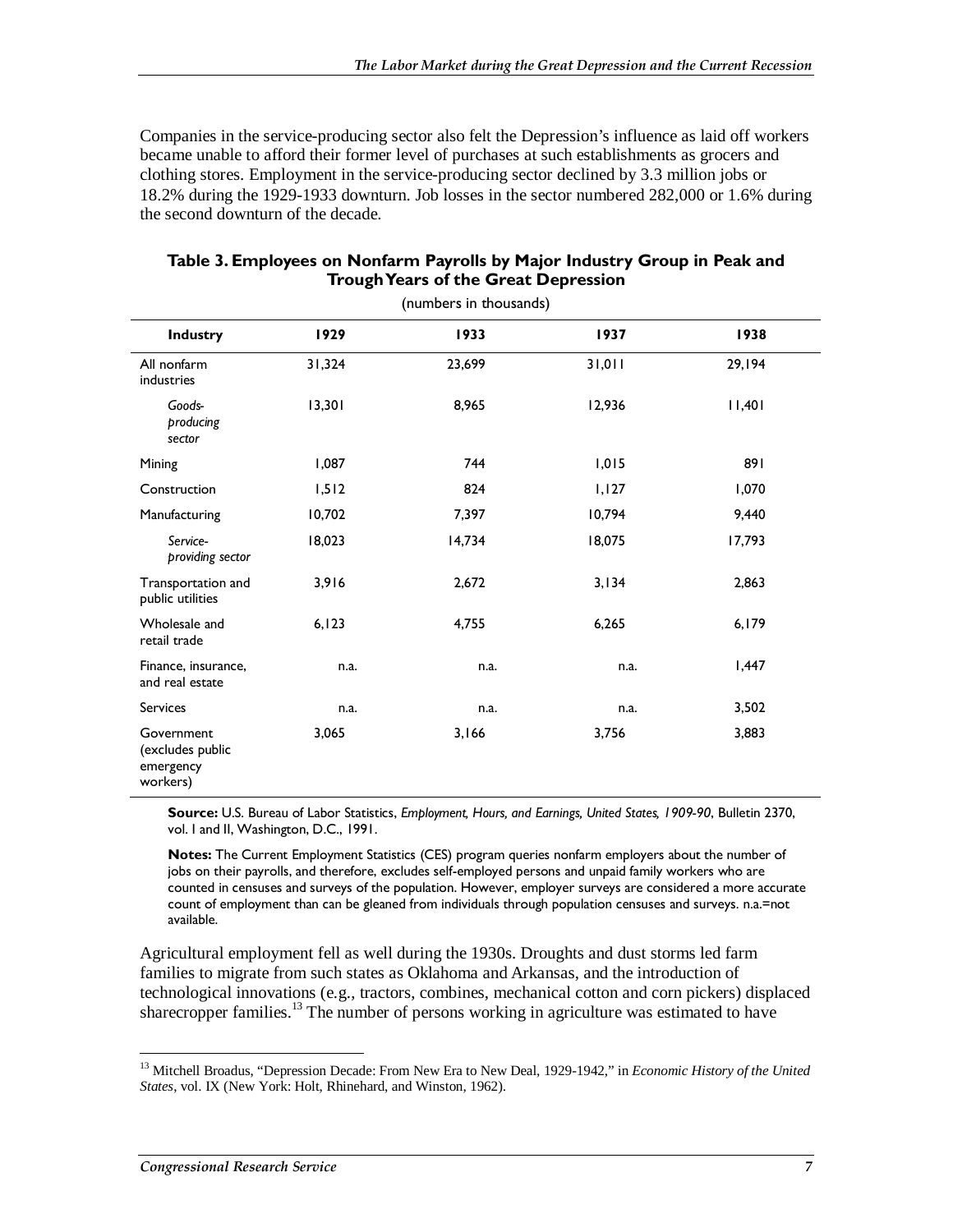Companies in the service-producing sector also felt the Depression's influence as laid off workers became unable to afford their former level of purchases at such establishments as grocers and clothing stores. Employment in the service-producing sector declined by 3.3 million jobs or 18.2% during the 1929-1933 downturn. Job losses in the sector numbered 282,000 or 1.6% during the second downturn of the decade.

**Table 3. Employees on Nonfarm Payrolls by Major Industry Group in Peak and Trough Years of the Great Depression**

(numbers in thousands)

| Industry | 1929 | 1933 | 1937 | 1938 |
|---|---|---|---|---|
| All nonfarm industries | 31,324 | 23,699 | 31,011 | 29,194 |
| *Goods-producing sector* | 13,301 | 8,965 | 12,936 | 11,401 |
| Mining | 1,087 | 744 | 1,015 | 891 |
| Construction | 1,512 | 824 | 1,127 | 1,070 |
| Manufacturing | 10,702 | 7,397 | 10,794 | 9,440 |
| *Service-providing sector* | 18,023 | 14,734 | 18,075 | 17,793 |
| Transportation and public utilities | 3,916 | 2,672 | 3,134 | 2,863 |
| Wholesale and retail trade | 6,123 | 4,755 | 6,265 | 6,179 |
| Finance, insurance, and real estate | n.a. | n.a. | n.a. | 1,447 |
| Services | n.a. | n.a. | n.a. | 3,502 |
| Government (excludes public emergency workers) | 3,065 | 3,166 | 3,756 | 3,883 |

**Source:** U.S. Bureau of Labor Statistics, *Employment, Hours, and Earnings, United States, 1909-90*, Bulletin 2370, vol. I and II, Washington, D.C., 1991.

**Notes:** The Current Employment Statistics (CES) program queries nonfarm employers about the number of jobs on their payrolls, and therefore, excludes self-employed persons and unpaid family workers who are counted in censuses and surveys of the population. However, employer surveys are considered a more accurate count of employment than can be gleaned from individuals through population censuses and surveys. n.a.=not available.

Agricultural employment fell as well during the 1930s. Droughts and dust storms led farm families to migrate from such states as Oklahoma and Arkansas, and the introduction of technological innovations (e.g., tractors, combines, mechanical cotton and corn pickers) displaced sharecropper families.[13] The number of persons working in agriculture was estimated to have

[13] Mitchell Broadus, "Depression Decade: From New Era to New Deal, 1929-1942," in *Economic History of the United States*, vol. IX (New York: Holt, Rhinehard, and Winston, 1962).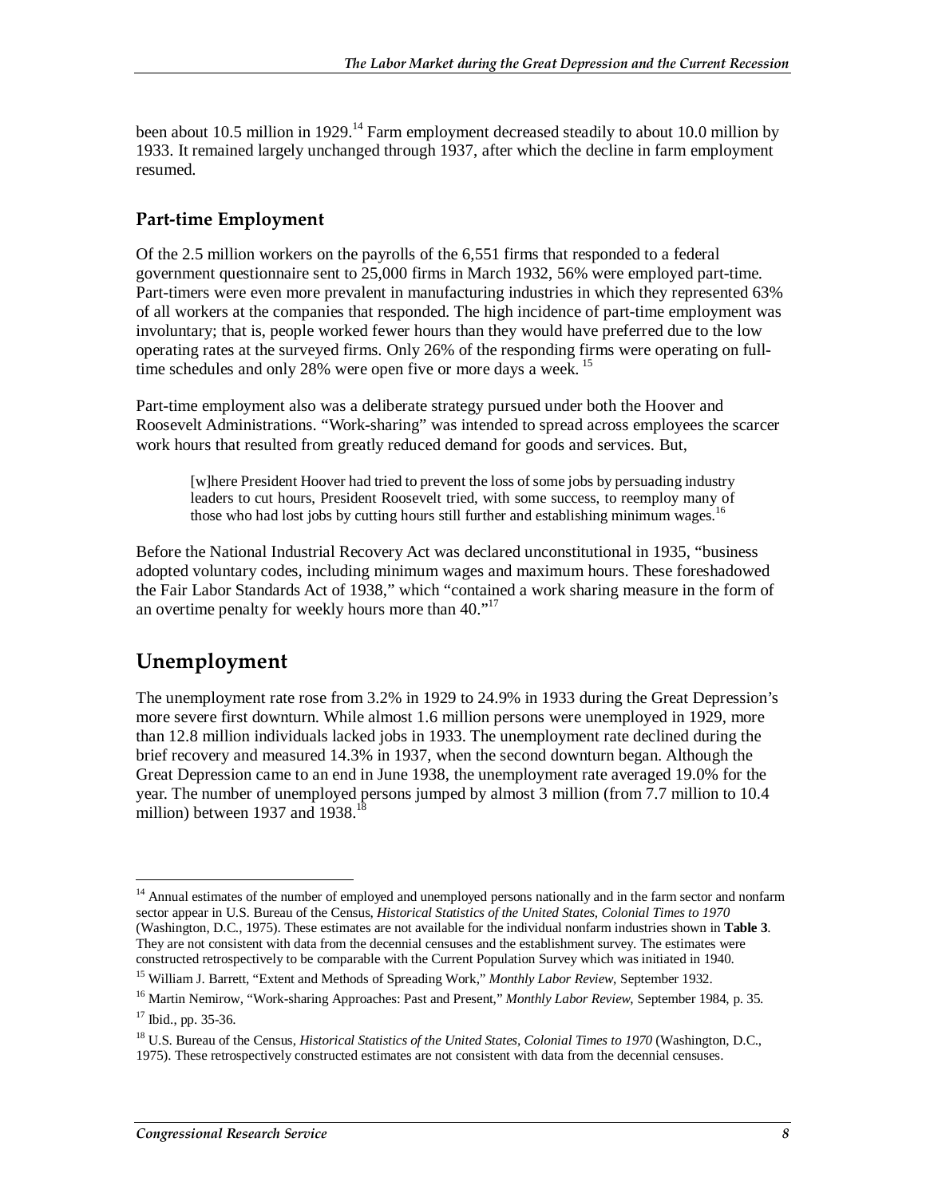been about 10.5 million in 1929.[14] Farm employment decreased steadily to about 10.0 million by 1933. It remained largely unchanged through 1937, after which the decline in farm employment resumed.

### Part-time Employment

Of the 2.5 million workers on the payrolls of the 6,551 firms that responded to a federal government questionnaire sent to 25,000 firms in March 1932, 56% were employed part-time. Part-timers were even more prevalent in manufacturing industries in which they represented 63% of all workers at the companies that responded. The high incidence of part-time employment was involuntary; that is, people worked fewer hours than they would have preferred due to the low operating rates at the surveyed firms. Only 26% of the responding firms were operating on full-time schedules and only 28% were open five or more days a week. [15]

Part-time employment also was a deliberate strategy pursued under both the Hoover and Roosevelt Administrations. "Work-sharing" was intended to spread across employees the scarcer work hours that resulted from greatly reduced demand for goods and services. But,

> [w]here President Hoover had tried to prevent the loss of some jobs by persuading industry leaders to cut hours, President Roosevelt tried, with some success, to reemploy many of those who had lost jobs by cutting hours still further and establishing minimum wages.[16]

Before the National Industrial Recovery Act was declared unconstitutional in 1935, "business adopted voluntary codes, including minimum wages and maximum hours. These foreshadowed the Fair Labor Standards Act of 1938," which "contained a work sharing measure in the form of an overtime penalty for weekly hours more than 40."[17]

## Unemployment

The unemployment rate rose from 3.2% in 1929 to 24.9% in 1933 during the Great Depression's more severe first downturn. While almost 1.6 million persons were unemployed in 1929, more than 12.8 million individuals lacked jobs in 1933. The unemployment rate declined during the brief recovery and measured 14.3% in 1937, when the second downturn began. Although the Great Depression came to an end in June 1938, the unemployment rate averaged 19.0% for the year. The number of unemployed persons jumped by almost 3 million (from 7.7 million to 10.4 million) between 1937 and 1938.[18]

---

[14] Annual estimates of the number of employed and unemployed persons nationally and in the farm sector and nonfarm sector appear in U.S. Bureau of the Census, *Historical Statistics of the United States, Colonial Times to 1970* (Washington, D.C., 1975). These estimates are not available for the individual nonfarm industries shown in **Table 3**. They are not consistent with data from the decennial censuses and the establishment survey. The estimates were constructed retrospectively to be comparable with the Current Population Survey which was initiated in 1940.

[15] William J. Barrett, "Extent and Methods of Spreading Work," *Monthly Labor Review*, September 1932.

[16] Martin Nemirow, "Work-sharing Approaches: Past and Present," *Monthly Labor Review*, September 1984, p. 35.

[17] Ibid., pp. 35-36.

[18] U.S. Bureau of the Census, *Historical Statistics of the United States, Colonial Times to 1970* (Washington, D.C., 1975). These retrospectively constructed estimates are not consistent with data from the decennial censuses.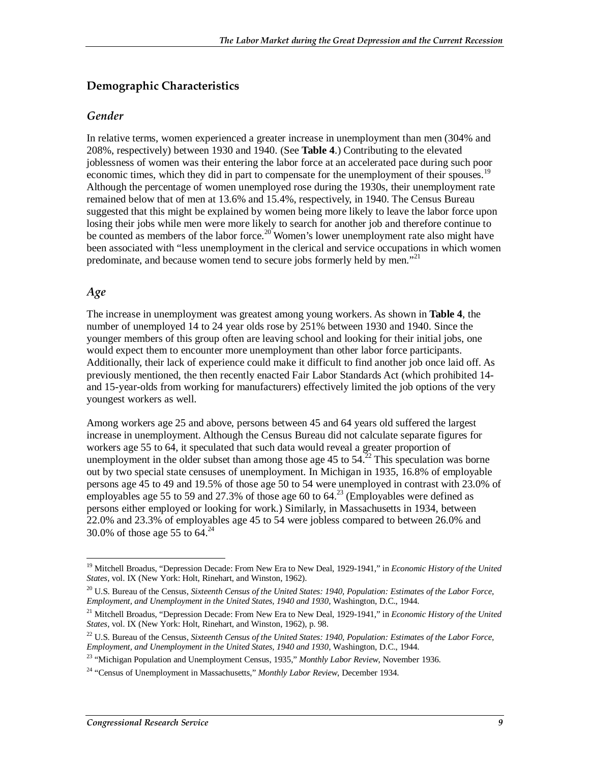## Demographic Characteristics

### *Gender*

In relative terms, women experienced a greater increase in unemployment than men (304% and 208%, respectively) between 1930 and 1940. (See **Table 4**.) Contributing to the elevated joblessness of women was their entering the labor force at an accelerated pace during such poor economic times, which they did in part to compensate for the unemployment of their spouses.[19] Although the percentage of women unemployed rose during the 1930s, their unemployment rate remained below that of men at 13.6% and 15.4%, respectively, in 1940. The Census Bureau suggested that this might be explained by women being more likely to leave the labor force upon losing their jobs while men were more likely to search for another job and therefore continue to be counted as members of the labor force.[20] Women's lower unemployment rate also might have been associated with "less unemployment in the clerical and service occupations in which women predominate, and because women tend to secure jobs formerly held by men."[21]

### *Age*

The increase in unemployment was greatest among young workers. As shown in **Table 4**, the number of unemployed 14 to 24 year olds rose by 251% between 1930 and 1940. Since the younger members of this group often are leaving school and looking for their initial jobs, one would expect them to encounter more unemployment than other labor force participants. Additionally, their lack of experience could make it difficult to find another job once laid off. As previously mentioned, the then recently enacted Fair Labor Standards Act (which prohibited 14- and 15-year-olds from working for manufacturers) effectively limited the job options of the very youngest workers as well.

Among workers age 25 and above, persons between 45 and 64 years old suffered the largest increase in unemployment. Although the Census Bureau did not calculate separate figures for workers age 55 to 64, it speculated that such data would reveal a greater proportion of unemployment in the older subset than among those age 45 to 54.[22] This speculation was borne out by two special state censuses of unemployment. In Michigan in 1935, 16.8% of employable persons age 45 to 49 and 19.5% of those age 50 to 54 were unemployed in contrast with 23.0% of employables age 55 to 59 and 27.3% of those age 60 to 64.[23] (Employables were defined as persons either employed or looking for work.) Similarly, in Massachusetts in 1934, between 22.0% and 23.3% of employables age 45 to 54 were jobless compared to between 26.0% and 30.0% of those age 55 to 64.[24]

---

[19] Mitchell Broadus, "Depression Decade: From New Era to New Deal, 1929-1941," in *Economic History of the United States*, vol. IX (New York: Holt, Rinehart, and Winston, 1962).

[20] U.S. Bureau of the Census, *Sixteenth Census of the United States: 1940, Population: Estimates of the Labor Force, Employment, and Unemployment in the United States, 1940 and 1930*, Washington, D.C., 1944.

[21] Mitchell Broadus, "Depression Decade: From New Era to New Deal, 1929-1941," in *Economic History of the United States*, vol. IX (New York: Holt, Rinehart, and Winston, 1962), p. 98.

[22] U.S. Bureau of the Census, *Sixteenth Census of the United States: 1940, Population: Estimates of the Labor Force, Employment, and Unemployment in the United States, 1940 and 1930*, Washington, D.C., 1944.

[23] "Michigan Population and Unemployment Census, 1935," *Monthly Labor Review*, November 1936.

[24] "Census of Unemployment in Massachusetts," *Monthly Labor Review*, December 1934.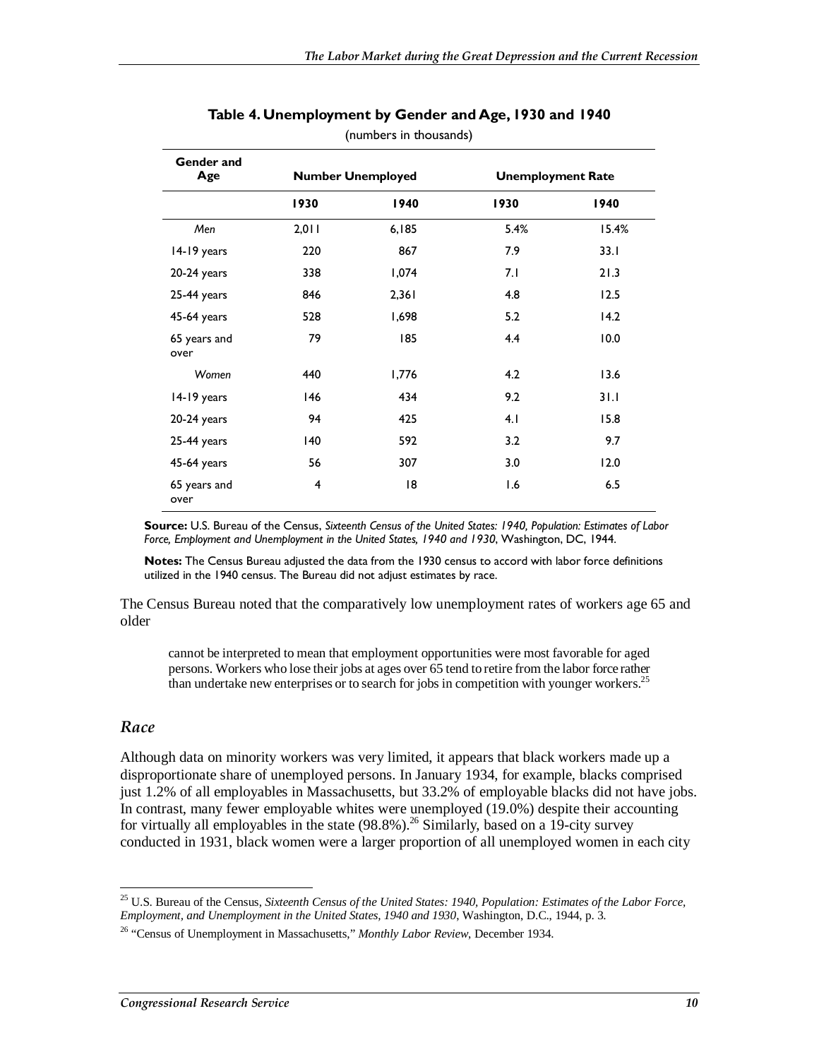**Table 4. Unemployment by Gender and Age, 1930 and 1940**

(numbers in thousands)

| Gender and Age | Number Unemployed | | Unemployment Rate | |
|---|---|---|---|---|
| | 1930 | 1940 | 1930 | 1940 |
| *Men* | 2,011 | 6,185 | 5.4% | 15.4% |
| 14-19 years | 220 | 867 | 7.9 | 33.1 |
| 20-24 years | 338 | 1,074 | 7.1 | 21.3 |
| 25-44 years | 846 | 2,361 | 4.8 | 12.5 |
| 45-64 years | 528 | 1,698 | 5.2 | 14.2 |
| 65 years and over | 79 | 185 | 4.4 | 10.0 |
| *Women* | 440 | 1,776 | 4.2 | 13.6 |
| 14-19 years | 146 | 434 | 9.2 | 31.1 |
| 20-24 years | 94 | 425 | 4.1 | 15.8 |
| 25-44 years | 140 | 592 | 3.2 | 9.7 |
| 45-64 years | 56 | 307 | 3.0 | 12.0 |
| 65 years and over | 4 | 18 | 1.6 | 6.5 |

**Source:** U.S. Bureau of the Census, *Sixteenth Census of the United States: 1940, Population: Estimates of Labor Force, Employment and Unemployment in the United States, 1940 and 1930*, Washington, DC, 1944.

**Notes:** The Census Bureau adjusted the data from the 1930 census to accord with labor force definitions utilized in the 1940 census. The Bureau did not adjust estimates by race.

The Census Bureau noted that the comparatively low unemployment rates of workers age 65 and older

> cannot be interpreted to mean that employment opportunities were most favorable for aged persons. Workers who lose their jobs at ages over 65 tend to retire from the labor force rather than undertake new enterprises or to search for jobs in competition with younger workers.[25]

## *Race*

Although data on minority workers was very limited, it appears that black workers made up a disproportionate share of unemployed persons. In January 1934, for example, blacks comprised just 1.2% of all employables in Massachusetts, but 33.2% of employable blacks did not have jobs. In contrast, many fewer employable whites were unemployed (19.0%) despite their accounting for virtually all employables in the state (98.8%).[26] Similarly, based on a 19-city survey conducted in 1931, black women were a larger proportion of all unemployed women in each city

[25] U.S. Bureau of the Census, *Sixteenth Census of the United States: 1940, Population: Estimates of the Labor Force, Employment, and Unemployment in the United States, 1940 and 1930*, Washington, D.C., 1944, p. 3.

[26] "Census of Unemployment in Massachusetts," *Monthly Labor Review*, December 1934.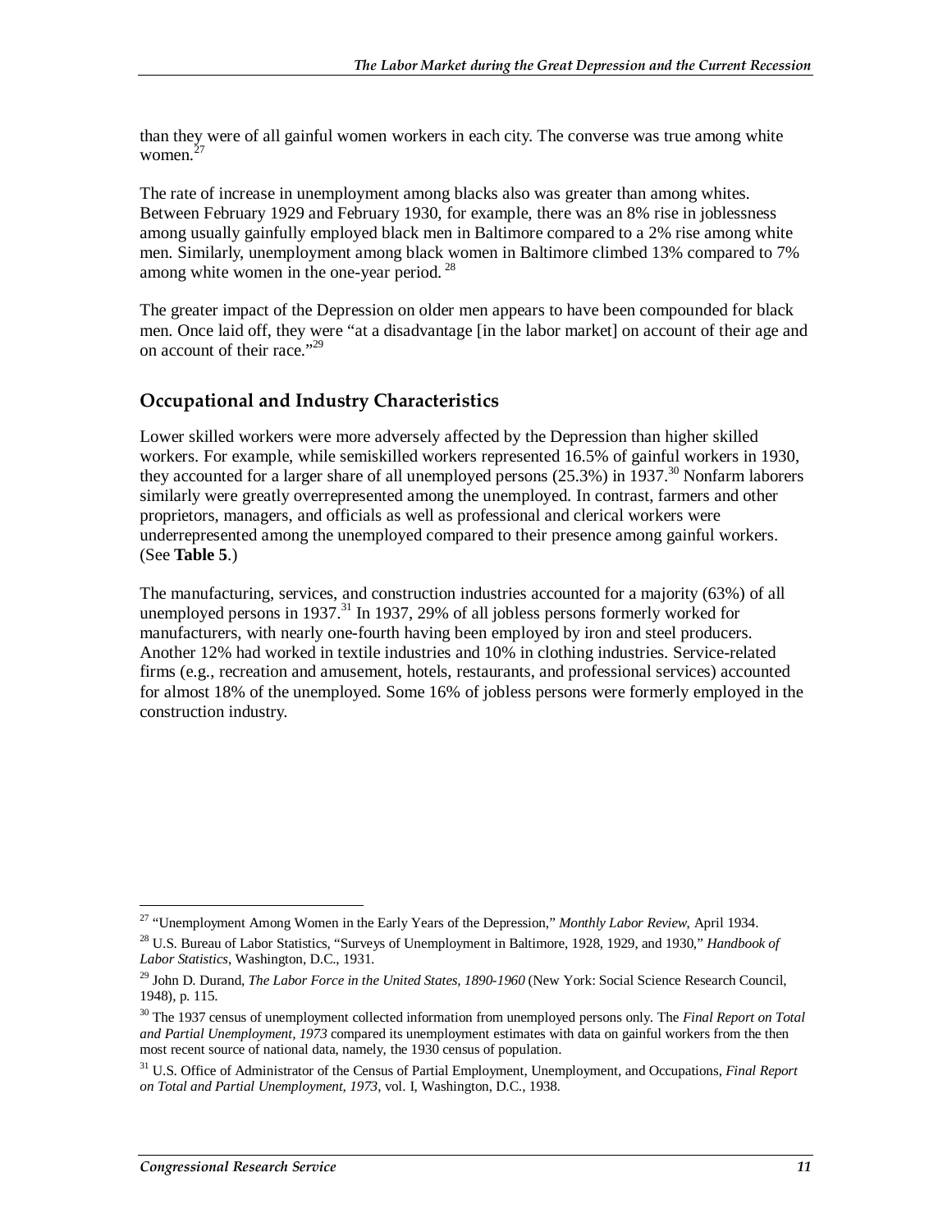than they were of all gainful women workers in each city. The converse was true among white women.[27]

The rate of increase in unemployment among blacks also was greater than among whites. Between February 1929 and February 1930, for example, there was an 8% rise in joblessness among usually gainfully employed black men in Baltimore compared to a 2% rise among white men. Similarly, unemployment among black women in Baltimore climbed 13% compared to 7% among white women in the one-year period. [28]

The greater impact of the Depression on older men appears to have been compounded for black men. Once laid off, they were "at a disadvantage [in the labor market] on account of their age and on account of their race."[29]

## Occupational and Industry Characteristics

Lower skilled workers were more adversely affected by the Depression than higher skilled workers. For example, while semiskilled workers represented 16.5% of gainful workers in 1930, they accounted for a larger share of all unemployed persons (25.3%) in 1937.[30] Nonfarm laborers similarly were greatly overrepresented among the unemployed. In contrast, farmers and other proprietors, managers, and officials as well as professional and clerical workers were underrepresented among the unemployed compared to their presence among gainful workers. (See **Table 5**.)

The manufacturing, services, and construction industries accounted for a majority (63%) of all unemployed persons in 1937.[31] In 1937, 29% of all jobless persons formerly worked for manufacturers, with nearly one-fourth having been employed by iron and steel producers. Another 12% had worked in textile industries and 10% in clothing industries. Service-related firms (e.g., recreation and amusement, hotels, restaurants, and professional services) accounted for almost 18% of the unemployed. Some 16% of jobless persons were formerly employed in the construction industry.

---

[27] "Unemployment Among Women in the Early Years of the Depression," *Monthly Labor Review*, April 1934.

[28] U.S. Bureau of Labor Statistics, "Surveys of Unemployment in Baltimore, 1928, 1929, and 1930," *Handbook of Labor Statistics*, Washington, D.C., 1931.

[29] John D. Durand, *The Labor Force in the United States, 1890-1960* (New York: Social Science Research Council, 1948), p. 115.

[30] The 1937 census of unemployment collected information from unemployed persons only. The *Final Report on Total and Partial Unemployment, 1973* compared its unemployment estimates with data on gainful workers from the then most recent source of national data, namely, the 1930 census of population.

[31] U.S. Office of Administrator of the Census of Partial Employment, Unemployment, and Occupations, *Final Report on Total and Partial Unemployment, 1973*, vol. I, Washington, D.C., 1938.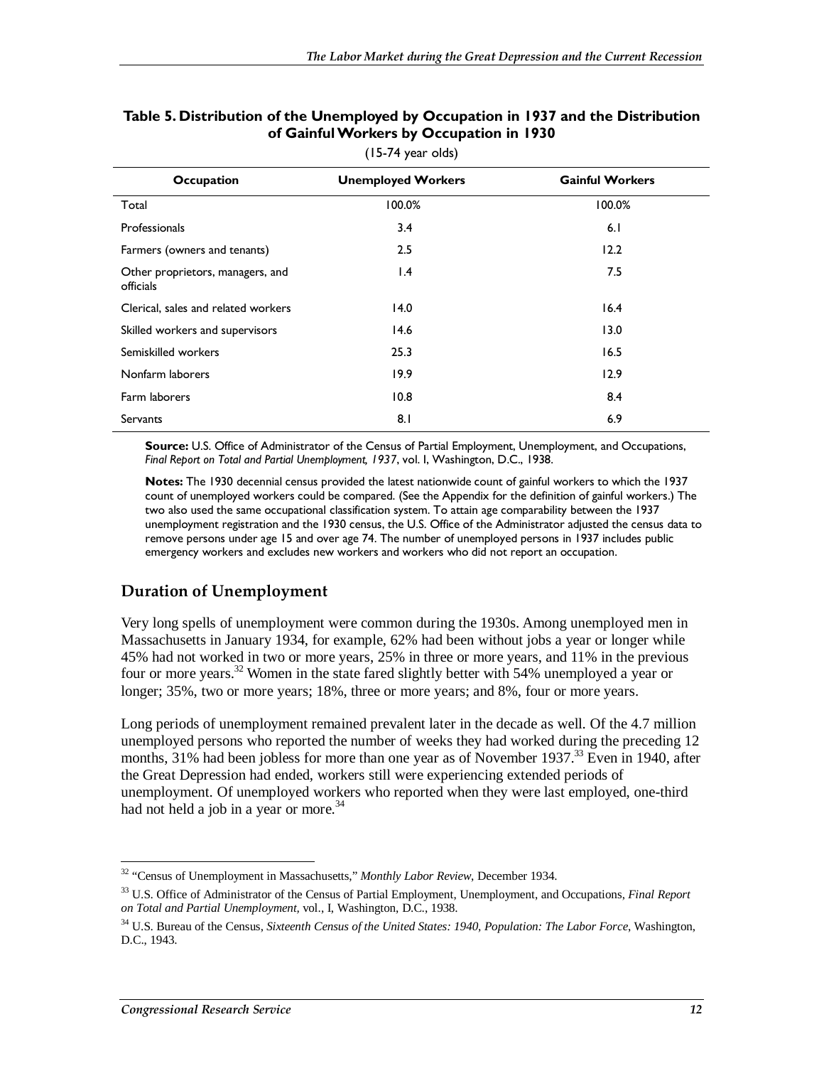**Table 5. Distribution of the Unemployed by Occupation in 1937 and the Distribution of Gainful Workers by Occupation in 1930**

(15-74 year olds)

| Occupation | Unemployed Workers | Gainful Workers |
|---|---|---|
| Total | 100.0% | 100.0% |
| Professionals | 3.4 | 6.1 |
| Farmers (owners and tenants) | 2.5 | 12.2 |
| Other proprietors, managers, and officials | 1.4 | 7.5 |
| Clerical, sales and related workers | 14.0 | 16.4 |
| Skilled workers and supervisors | 14.6 | 13.0 |
| Semiskilled workers | 25.3 | 16.5 |
| Nonfarm laborers | 19.9 | 12.9 |
| Farm laborers | 10.8 | 8.4 |
| Servants | 8.1 | 6.9 |

**Source:** U.S. Office of Administrator of the Census of Partial Employment, Unemployment, and Occupations, *Final Report on Total and Partial Unemployment, 1937*, vol. I, Washington, D.C., 1938.

**Notes:** The 1930 decennial census provided the latest nationwide count of gainful workers to which the 1937 count of unemployed workers could be compared. (See the Appendix for the definition of gainful workers.) The two also used the same occupational classification system. To attain age comparability between the 1937 unemployment registration and the 1930 census, the U.S. Office of the Administrator adjusted the census data to remove persons under age 15 and over age 74. The number of unemployed persons in 1937 includes public emergency workers and excludes new workers and workers who did not report an occupation.

## Duration of Unemployment

Very long spells of unemployment were common during the 1930s. Among unemployed men in Massachusetts in January 1934, for example, 62% had been without jobs a year or longer while 45% had not worked in two or more years, 25% in three or more years, and 11% in the previous four or more years.[32] Women in the state fared slightly better with 54% unemployed a year or longer; 35%, two or more years; 18%, three or more years; and 8%, four or more years.

Long periods of unemployment remained prevalent later in the decade as well. Of the 4.7 million unemployed persons who reported the number of weeks they had worked during the preceding 12 months, 31% had been jobless for more than one year as of November 1937.[33] Even in 1940, after the Great Depression had ended, workers still were experiencing extended periods of unemployment. Of unemployed workers who reported when they were last employed, one-third had not held a job in a year or more.[34]

---

[32] "Census of Unemployment in Massachusetts," *Monthly Labor Review*, December 1934.

[33] U.S. Office of Administrator of the Census of Partial Employment, Unemployment, and Occupations, *Final Report on Total and Partial Unemployment,* vol., I, Washington, D.C., 1938.

[34] U.S. Bureau of the Census, *Sixteenth Census of the United States: 1940, Population: The Labor Force*, Washington, D.C., 1943.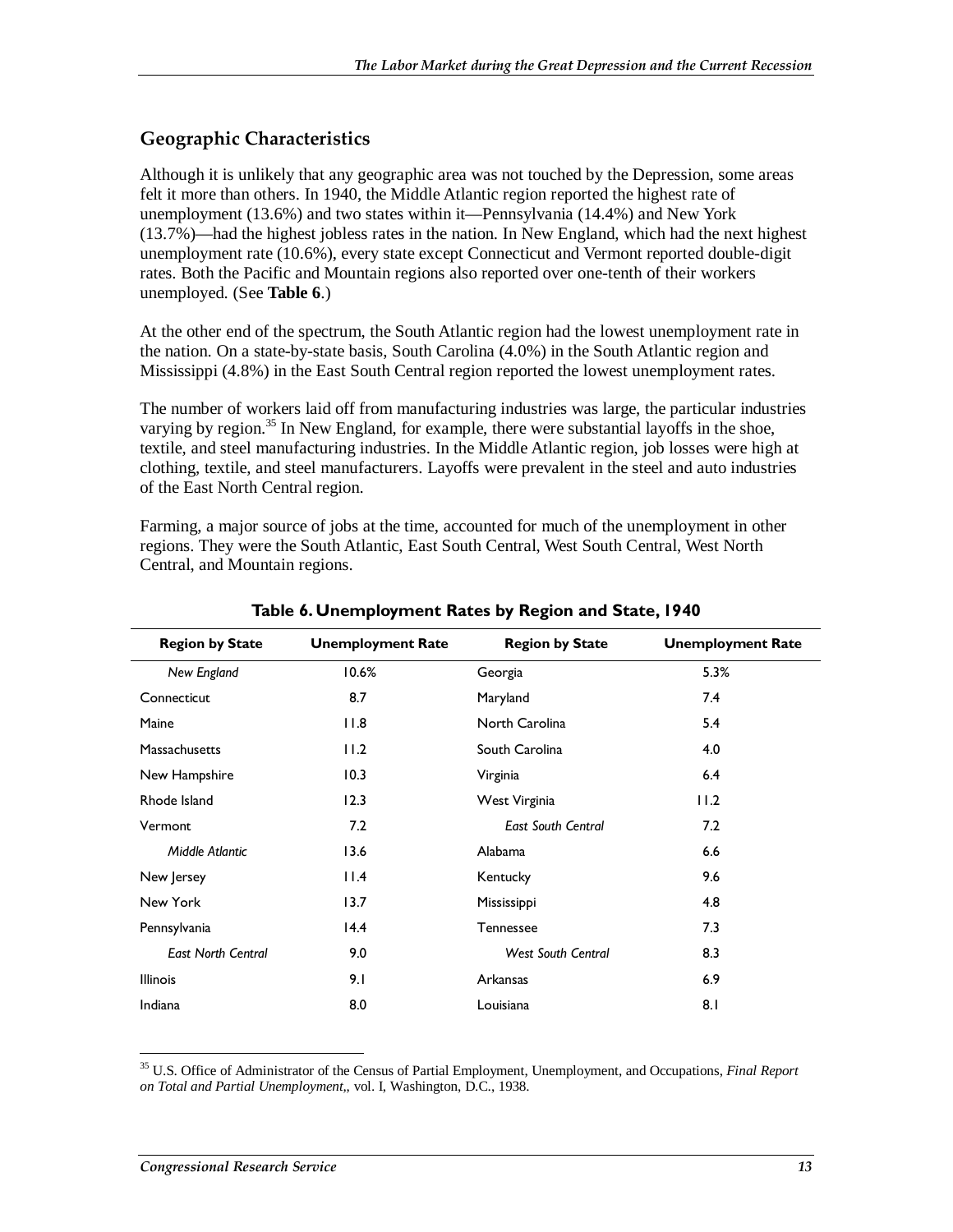## Geographic Characteristics

Although it is unlikely that any geographic area was not touched by the Depression, some areas felt it more than others. In 1940, the Middle Atlantic region reported the highest rate of unemployment (13.6%) and two states within it—Pennsylvania (14.4%) and New York (13.7%)—had the highest jobless rates in the nation. In New England, which had the next highest unemployment rate (10.6%), every state except Connecticut and Vermont reported double-digit rates. Both the Pacific and Mountain regions also reported over one-tenth of their workers unemployed. (See **Table 6**.)

At the other end of the spectrum, the South Atlantic region had the lowest unemployment rate in the nation. On a state-by-state basis, South Carolina (4.0%) in the South Atlantic region and Mississippi (4.8%) in the East South Central region reported the lowest unemployment rates.

The number of workers laid off from manufacturing industries was large, the particular industries varying by region.[35] In New England, for example, there were substantial layoffs in the shoe, textile, and steel manufacturing industries. In the Middle Atlantic region, job losses were high at clothing, textile, and steel manufacturers. Layoffs were prevalent in the steel and auto industries of the East North Central region.

Farming, a major source of jobs at the time, accounted for much of the unemployment in other regions. They were the South Atlantic, East South Central, West South Central, West North Central, and Mountain regions.

**Table 6. Unemployment Rates by Region and State, 1940**

| Region by State | Unemployment Rate | Region by State | Unemployment Rate |
|---|---|---|---|
| *New England* | 10.6% | Georgia | 5.3% |
| Connecticut | 8.7 | Maryland | 7.4 |
| Maine | 11.8 | North Carolina | 5.4 |
| Massachusetts | 11.2 | South Carolina | 4.0 |
| New Hampshire | 10.3 | Virginia | 6.4 |
| Rhode Island | 12.3 | West Virginia | 11.2 |
| Vermont | 7.2 | *East South Central* | 7.2 |
| *Middle Atlantic* | 13.6 | Alabama | 6.6 |
| New Jersey | 11.4 | Kentucky | 9.6 |
| New York | 13.7 | Mississippi | 4.8 |
| Pennsylvania | 14.4 | Tennessee | 7.3 |
| *East North Central* | 9.0 | *West South Central* | 8.3 |
| Illinois | 9.1 | Arkansas | 6.9 |
| Indiana | 8.0 | Louisiana | 8.1 |

[35] U.S. Office of Administrator of the Census of Partial Employment, Unemployment, and Occupations, *Final Report on Total and Partial Unemployment*,, vol. I, Washington, D.C., 1938.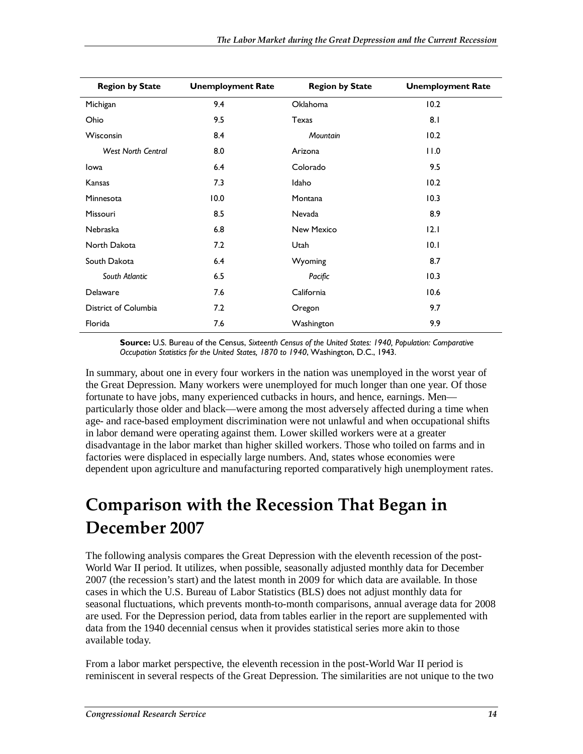| Region by State | Unemployment Rate | Region by State | Unemployment Rate |
|---|---|---|---|
| Michigan | 9.4 | Oklahoma | 10.2 |
| Ohio | 9.5 | Texas | 8.1 |
| Wisconsin | 8.4 | *Mountain* | 10.2 |
| *West North Central* | 8.0 | Arizona | 11.0 |
| Iowa | 6.4 | Colorado | 9.5 |
| Kansas | 7.3 | Idaho | 10.2 |
| Minnesota | 10.0 | Montana | 10.3 |
| Missouri | 8.5 | Nevada | 8.9 |
| Nebraska | 6.8 | New Mexico | 12.1 |
| North Dakota | 7.2 | Utah | 10.1 |
| South Dakota | 6.4 | Wyoming | 8.7 |
| *South Atlantic* | 6.5 | *Pacific* | 10.3 |
| Delaware | 7.6 | California | 10.6 |
| District of Columbia | 7.2 | Oregon | 9.7 |
| Florida | 7.6 | Washington | 9.9 |

**Source:** U.S. Bureau of the Census, *Sixteenth Census of the United States: 1940, Population: Comparative Occupation Statistics for the United States, 1870 to 1940*, Washington, D.C., 1943.

In summary, about one in every four workers in the nation was unemployed in the worst year of the Great Depression. Many workers were unemployed for much longer than one year. Of those fortunate to have jobs, many experienced cutbacks in hours, and hence, earnings. Men—particularly those older and black—were among the most adversely affected during a time when age- and race-based employment discrimination were not unlawful and when occupational shifts in labor demand were operating against them. Lower skilled workers were at a greater disadvantage in the labor market than higher skilled workers. Those who toiled on farms and in factories were displaced in especially large numbers. And, states whose economies were dependent upon agriculture and manufacturing reported comparatively high unemployment rates.

# Comparison with the Recession That Began in December 2007

The following analysis compares the Great Depression with the eleventh recession of the post-World War II period. It utilizes, when possible, seasonally adjusted monthly data for December 2007 (the recession's start) and the latest month in 2009 for which data are available. In those cases in which the U.S. Bureau of Labor Statistics (BLS) does not adjust monthly data for seasonal fluctuations, which prevents month-to-month comparisons, annual average data for 2008 are used. For the Depression period, data from tables earlier in the report are supplemented with data from the 1940 decennial census when it provides statistical series more akin to those available today.

From a labor market perspective, the eleventh recession in the post-World War II period is reminiscent in several respects of the Great Depression. The similarities are not unique to the two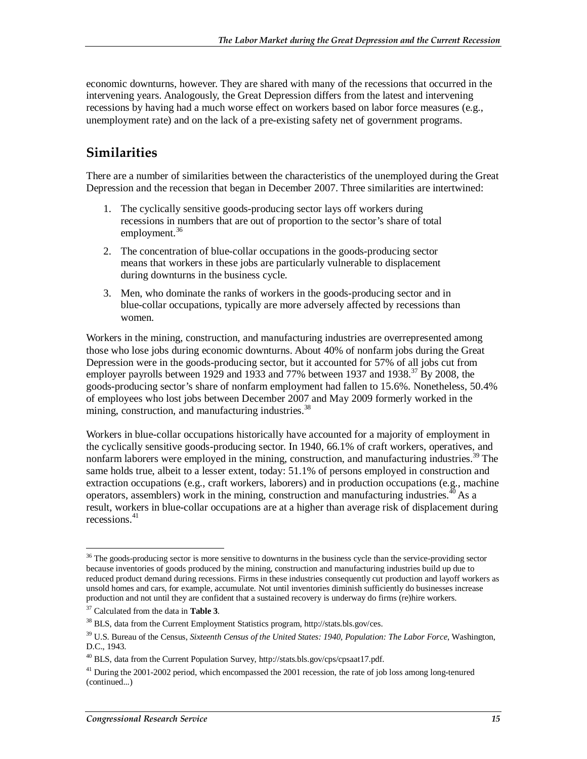economic downturns, however. They are shared with many of the recessions that occurred in the intervening years. Analogously, the Great Depression differs from the latest and intervening recessions by having had a much worse effect on workers based on labor force measures (e.g., unemployment rate) and on the lack of a pre-existing safety net of government programs.

## Similarities

There are a number of similarities between the characteristics of the unemployed during the Great Depression and the recession that began in December 2007. Three similarities are intertwined:

1. The cyclically sensitive goods-producing sector lays off workers during recessions in numbers that are out of proportion to the sector's share of total employment.[36]
2. The concentration of blue-collar occupations in the goods-producing sector means that workers in these jobs are particularly vulnerable to displacement during downturns in the business cycle.
3. Men, who dominate the ranks of workers in the goods-producing sector and in blue-collar occupations, typically are more adversely affected by recessions than women.

Workers in the mining, construction, and manufacturing industries are overrepresented among those who lose jobs during economic downturns. About 40% of nonfarm jobs during the Great Depression were in the goods-producing sector, but it accounted for 57% of all jobs cut from employer payrolls between 1929 and 1933 and 77% between 1937 and 1938.[37] By 2008, the goods-producing sector's share of nonfarm employment had fallen to 15.6%. Nonetheless, 50.4% of employees who lost jobs between December 2007 and May 2009 formerly worked in the mining, construction, and manufacturing industries.[38]

Workers in blue-collar occupations historically have accounted for a majority of employment in the cyclically sensitive goods-producing sector. In 1940, 66.1% of craft workers, operatives, and nonfarm laborers were employed in the mining, construction, and manufacturing industries.[39] The same holds true, albeit to a lesser extent, today: 51.1% of persons employed in construction and extraction occupations (e.g., craft workers, laborers) and in production occupations (e.g., machine operators, assemblers) work in the mining, construction and manufacturing industries.[40] As a result, workers in blue-collar occupations are at a higher than average risk of displacement during recessions.[41]

---

[36] The goods-producing sector is more sensitive to downturns in the business cycle than the service-providing sector because inventories of goods produced by the mining, construction and manufacturing industries build up due to reduced product demand during recessions. Firms in these industries consequently cut production and layoff workers as unsold homes and cars, for example, accumulate. Not until inventories diminish sufficiently do businesses increase production and not until they are confident that a sustained recovery is underway do firms (re)hire workers.

[37] Calculated from the data in **Table 3**.

[38] BLS, data from the Current Employment Statistics program, http://stats.bls.gov/ces.

[39] U.S. Bureau of the Census, *Sixteenth Census of the United States: 1940, Population: The Labor Force*, Washington, D.C., 1943.

[40] BLS, data from the Current Population Survey, http://stats.bls.gov/cps/cpsaat17.pdf.

[41] During the 2001-2002 period, which encompassed the 2001 recession, the rate of job loss among long-tenured (continued...)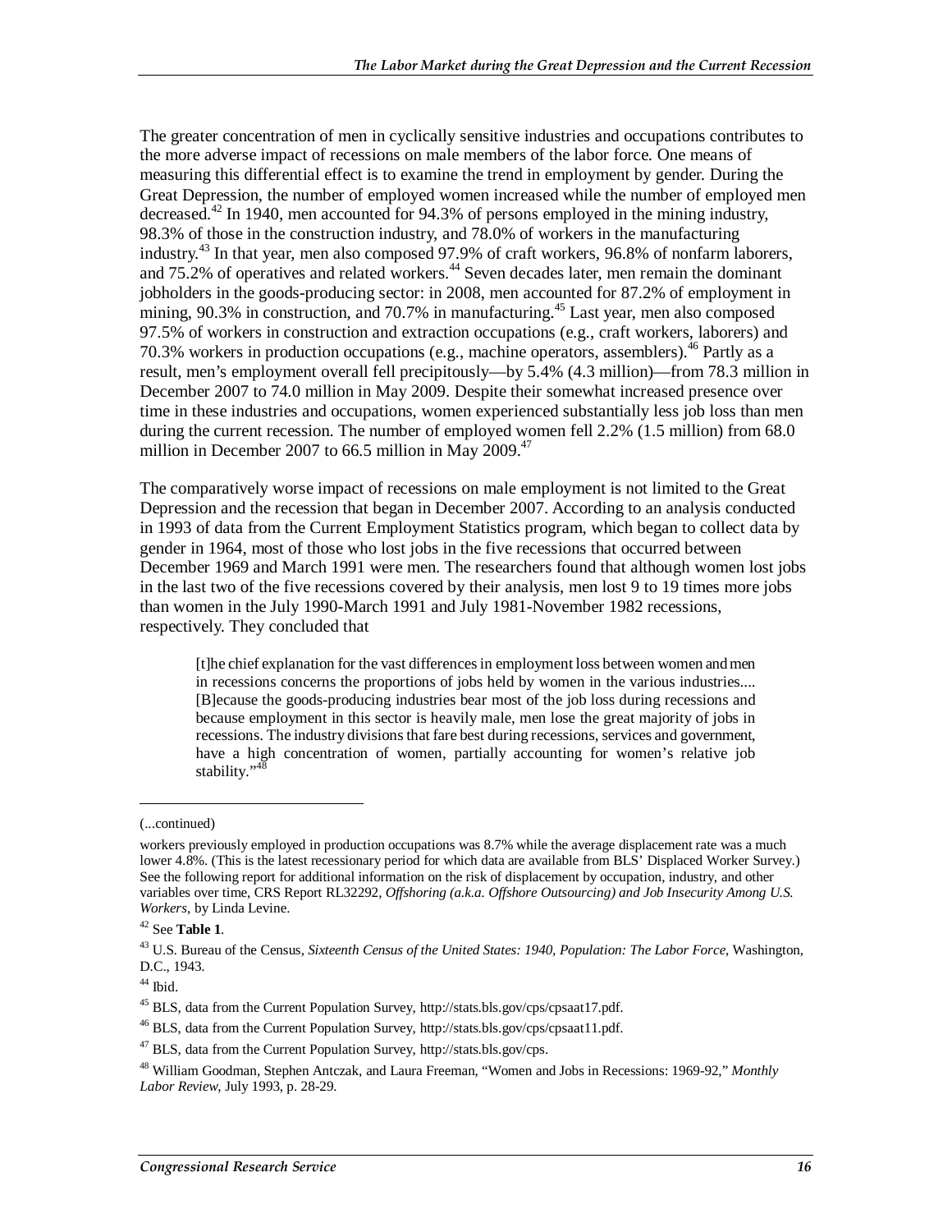The greater concentration of men in cyclically sensitive industries and occupations contributes to the more adverse impact of recessions on male members of the labor force. One means of measuring this differential effect is to examine the trend in employment by gender. During the Great Depression, the number of employed women increased while the number of employed men decreased.[42] In 1940, men accounted for 94.3% of persons employed in the mining industry, 98.3% of those in the construction industry, and 78.0% of workers in the manufacturing industry.[43] In that year, men also composed 97.9% of craft workers, 96.8% of nonfarm laborers, and 75.2% of operatives and related workers.[44] Seven decades later, men remain the dominant jobholders in the goods-producing sector: in 2008, men accounted for 87.2% of employment in mining, 90.3% in construction, and 70.7% in manufacturing.[45] Last year, men also composed 97.5% of workers in construction and extraction occupations (e.g., craft workers, laborers) and 70.3% workers in production occupations (e.g., machine operators, assemblers).[46] Partly as a result, men's employment overall fell precipitously—by 5.4% (4.3 million)—from 78.3 million in December 2007 to 74.0 million in May 2009. Despite their somewhat increased presence over time in these industries and occupations, women experienced substantially less job loss than men during the current recession. The number of employed women fell 2.2% (1.5 million) from 68.0 million in December 2007 to 66.5 million in May 2009.[47]

The comparatively worse impact of recessions on male employment is not limited to the Great Depression and the recession that began in December 2007. According to an analysis conducted in 1993 of data from the Current Employment Statistics program, which began to collect data by gender in 1964, most of those who lost jobs in the five recessions that occurred between December 1969 and March 1991 were men. The researchers found that although women lost jobs in the last two of the five recessions covered by their analysis, men lost 9 to 19 times more jobs than women in the July 1990-March 1991 and July 1981-November 1982 recessions, respectively. They concluded that

> [t]he chief explanation for the vast differences in employment loss between women and men in recessions concerns the proportions of jobs held by women in the various industries.... [B]ecause the goods-producing industries bear most of the job loss during recessions and because employment in this sector is heavily male, men lose the great majority of jobs in recessions. The industry divisions that fare best during recessions, services and government, have a high concentration of women, partially accounting for women's relative job stability."[48]

---

(...continued)

workers previously employed in production occupations was 8.7% while the average displacement rate was a much lower 4.8%. (This is the latest recessionary period for which data are available from BLS' Displaced Worker Survey.) See the following report for additional information on the risk of displacement by occupation, industry, and other variables over time, CRS Report RL32292, *Offshoring (a.k.a. Offshore Outsourcing) and Job Insecurity Among U.S. Workers*, by Linda Levine.

[42] See **Table 1**.

[43] U.S. Bureau of the Census, *Sixteenth Census of the United States: 1940, Population: The Labor Force*, Washington, D.C., 1943.

[44] Ibid.

[45] BLS, data from the Current Population Survey, http://stats.bls.gov/cps/cpsaat17.pdf.

[46] BLS, data from the Current Population Survey, http://stats.bls.gov/cps/cpsaat11.pdf.

[47] BLS, data from the Current Population Survey, http://stats.bls.gov/cps.

[48] William Goodman, Stephen Antczak, and Laura Freeman, "Women and Jobs in Recessions: 1969-92," *Monthly Labor Review*, July 1993, p. 28-29.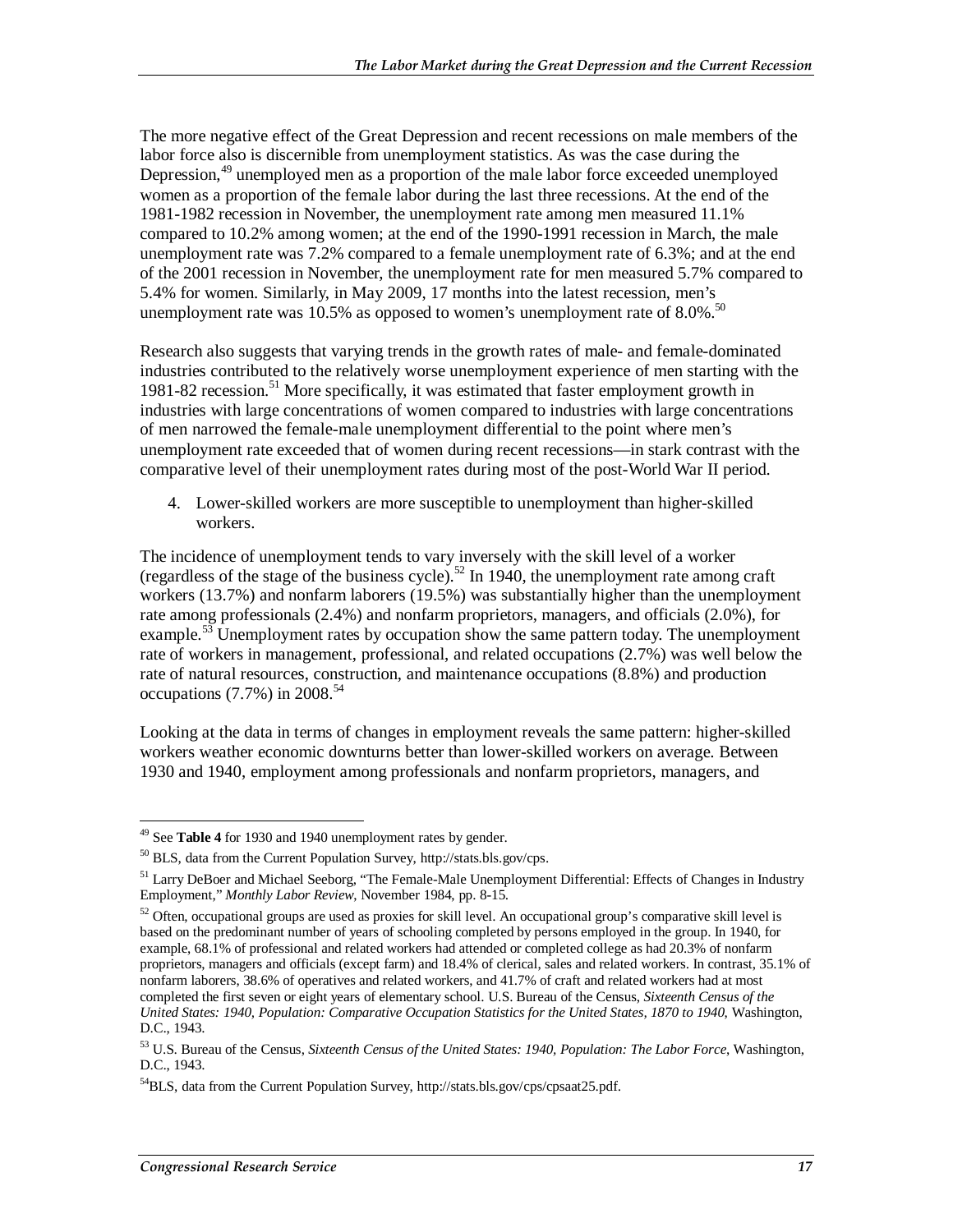The more negative effect of the Great Depression and recent recessions on male members of the labor force also is discernible from unemployment statistics. As was the case during the Depression,[49] unemployed men as a proportion of the male labor force exceeded unemployed women as a proportion of the female labor during the last three recessions. At the end of the 1981-1982 recession in November, the unemployment rate among men measured 11.1% compared to 10.2% among women; at the end of the 1990-1991 recession in March, the male unemployment rate was 7.2% compared to a female unemployment rate of 6.3%; and at the end of the 2001 recession in November, the unemployment rate for men measured 5.7% compared to 5.4% for women. Similarly, in May 2009, 17 months into the latest recession, men's unemployment rate was 10.5% as opposed to women's unemployment rate of 8.0%.[50]

Research also suggests that varying trends in the growth rates of male- and female-dominated industries contributed to the relatively worse unemployment experience of men starting with the 1981-82 recession.[51] More specifically, it was estimated that faster employment growth in industries with large concentrations of women compared to industries with large concentrations of men narrowed the female-male unemployment differential to the point where men's unemployment rate exceeded that of women during recent recessions—in stark contrast with the comparative level of their unemployment rates during most of the post-World War II period.

4. Lower-skilled workers are more susceptible to unemployment than higher-skilled workers.

The incidence of unemployment tends to vary inversely with the skill level of a worker (regardless of the stage of the business cycle).[52] In 1940, the unemployment rate among craft workers (13.7%) and nonfarm laborers (19.5%) was substantially higher than the unemployment rate among professionals (2.4%) and nonfarm proprietors, managers, and officials (2.0%), for example.[53] Unemployment rates by occupation show the same pattern today. The unemployment rate of workers in management, professional, and related occupations (2.7%) was well below the rate of natural resources, construction, and maintenance occupations (8.8%) and production occupations (7.7%) in 2008.[54]

Looking at the data in terms of changes in employment reveals the same pattern: higher-skilled workers weather economic downturns better than lower-skilled workers on average. Between 1930 and 1940, employment among professionals and nonfarm proprietors, managers, and

---

[49] See **Table 4** for 1930 and 1940 unemployment rates by gender.

[50] BLS, data from the Current Population Survey, http://stats.bls.gov/cps.

[51] Larry DeBoer and Michael Seeborg, "The Female-Male Unemployment Differential: Effects of Changes in Industry Employment," *Monthly Labor Review*, November 1984, pp. 8-15.

[52] Often, occupational groups are used as proxies for skill level. An occupational group's comparative skill level is based on the predominant number of years of schooling completed by persons employed in the group. In 1940, for example, 68.1% of professional and related workers had attended or completed college as had 20.3% of nonfarm proprietors, managers and officials (except farm) and 18.4% of clerical, sales and related workers. In contrast, 35.1% of nonfarm laborers, 38.6% of operatives and related workers, and 41.7% of craft and related workers had at most completed the first seven or eight years of elementary school. U.S. Bureau of the Census, *Sixteenth Census of the United States: 1940, Population: Comparative Occupation Statistics for the United States, 1870 to 1940*, Washington, D.C., 1943.

[53] U.S. Bureau of the Census, *Sixteenth Census of the United States: 1940, Population: The Labor Force*, Washington, D.C., 1943.

[54] BLS, data from the Current Population Survey, http://stats.bls.gov/cps/cpsaat25.pdf.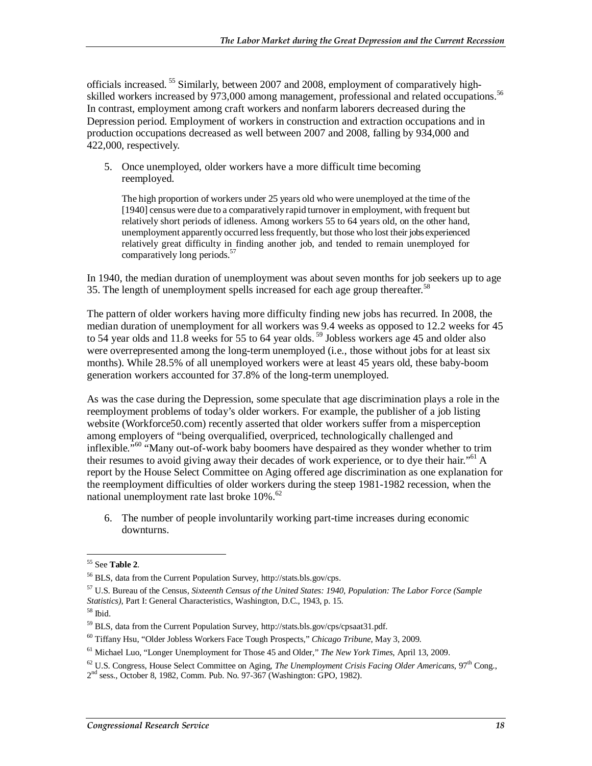officials increased.[55] Similarly, between 2007 and 2008, employment of comparatively high-skilled workers increased by 973,000 among management, professional and related occupations.[56] In contrast, employment among craft workers and nonfarm laborers decreased during the Depression period. Employment of workers in construction and extraction occupations and in production occupations decreased as well between 2007 and 2008, falling by 934,000 and 422,000, respectively.

5. Once unemployed, older workers have a more difficult time becoming reemployed.

> The high proportion of workers under 25 years old who were unemployed at the time of the [1940] census were due to a comparatively rapid turnover in employment, with frequent but relatively short periods of idleness. Among workers 55 to 64 years old, on the other hand, unemployment apparently occurred less frequently, but those who lost their jobs experienced relatively great difficulty in finding another job, and tended to remain unemployed for comparatively long periods.[57]

In 1940, the median duration of unemployment was about seven months for job seekers up to age 35. The length of unemployment spells increased for each age group thereafter.[58]

The pattern of older workers having more difficulty finding new jobs has recurred. In 2008, the median duration of unemployment for all workers was 9.4 weeks as opposed to 12.2 weeks for 45 to 54 year olds and 11.8 weeks for 55 to 64 year olds.[59] Jobless workers age 45 and older also were overrepresented among the long-term unemployed (i.e., those without jobs for at least six months). While 28.5% of all unemployed workers were at least 45 years old, these baby-boom generation workers accounted for 37.8% of the long-term unemployed.

As was the case during the Depression, some speculate that age discrimination plays a role in the reemployment problems of today's older workers. For example, the publisher of a job listing website (Workforce50.com) recently asserted that older workers suffer from a misperception among employers of "being overqualified, overpriced, technologically challenged and inflexible."[60] "Many out-of-work baby boomers have despaired as they wonder whether to trim their resumes to avoid giving away their decades of work experience, or to dye their hair."[61] A report by the House Select Committee on Aging offered age discrimination as one explanation for the reemployment difficulties of older workers during the steep 1981-1982 recession, when the national unemployment rate last broke 10%.[62]

6. The number of people involuntarily working part-time increases during economic downturns.

---

[55] See **Table 2**.

[56] BLS, data from the Current Population Survey, http://stats.bls.gov/cps.

[57] U.S. Bureau of the Census, *Sixteenth Census of the United States: 1940, Population: The Labor Force (Sample Statistics)*, Part I: General Characteristics, Washington, D.C., 1943, p. 15.

[58] Ibid.

[59] BLS, data from the Current Population Survey, http://stats.bls.gov/cps/cpsaat31.pdf.

[60] Tiffany Hsu, "Older Jobless Workers Face Tough Prospects," *Chicago Tribune*, May 3, 2009.

[61] Michael Luo, "Longer Unemployment for Those 45 and Older," *The New York Times*, April 13, 2009.

[62] U.S. Congress, House Select Committee on Aging, *The Unemployment Crisis Facing Older Americans*, 97th Cong., 2nd sess., October 8, 1982, Comm. Pub. No. 97-367 (Washington: GPO, 1982).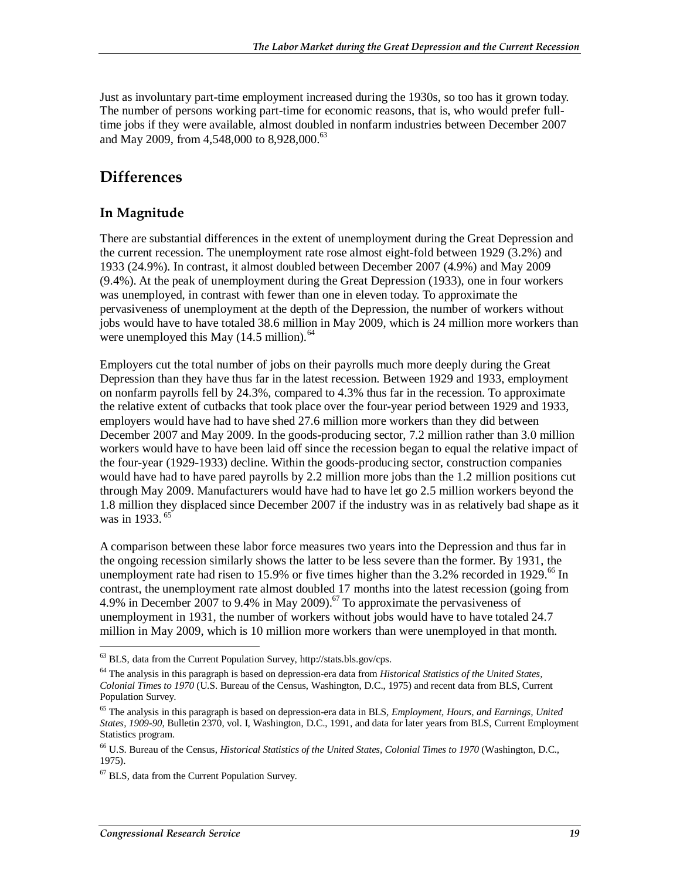Just as involuntary part-time employment increased during the 1930s, so too has it grown today. The number of persons working part-time for economic reasons, that is, who would prefer full-time jobs if they were available, almost doubled in nonfarm industries between December 2007 and May 2009, from 4,548,000 to 8,928,000.[63]

## Differences

### In Magnitude

There are substantial differences in the extent of unemployment during the Great Depression and the current recession. The unemployment rate rose almost eight-fold between 1929 (3.2%) and 1933 (24.9%). In contrast, it almost doubled between December 2007 (4.9%) and May 2009 (9.4%). At the peak of unemployment during the Great Depression (1933), one in four workers was unemployed, in contrast with fewer than one in eleven today. To approximate the pervasiveness of unemployment at the depth of the Depression, the number of workers without jobs would have to have totaled 38.6 million in May 2009, which is 24 million more workers than were unemployed this May (14.5 million).[64]

Employers cut the total number of jobs on their payrolls much more deeply during the Great Depression than they have thus far in the latest recession. Between 1929 and 1933, employment on nonfarm payrolls fell by 24.3%, compared to 4.3% thus far in the recession. To approximate the relative extent of cutbacks that took place over the four-year period between 1929 and 1933, employers would have had to have shed 27.6 million more workers than they did between December 2007 and May 2009. In the goods-producing sector, 7.2 million rather than 3.0 million workers would have to have been laid off since the recession began to equal the relative impact of the four-year (1929-1933) decline. Within the goods-producing sector, construction companies would have had to have pared payrolls by 2.2 million more jobs than the 1.2 million positions cut through May 2009. Manufacturers would have had to have let go 2.5 million workers beyond the 1.8 million they displaced since December 2007 if the industry was in as relatively bad shape as it was in 1933.[65]

A comparison between these labor force measures two years into the Depression and thus far in the ongoing recession similarly shows the latter to be less severe than the former. By 1931, the unemployment rate had risen to 15.9% or five times higher than the 3.2% recorded in 1929.[66] In contrast, the unemployment rate almost doubled 17 months into the latest recession (going from 4.9% in December 2007 to 9.4% in May 2009).[67] To approximate the pervasiveness of unemployment in 1931, the number of workers without jobs would have to have totaled 24.7 million in May 2009, which is 10 million more workers than were unemployed in that month.

---

[63] BLS, data from the Current Population Survey, http://stats.bls.gov/cps.

[64] The analysis in this paragraph is based on depression-era data from *Historical Statistics of the United States, Colonial Times to 1970* (U.S. Bureau of the Census, Washington, D.C., 1975) and recent data from BLS, Current Population Survey.

[65] The analysis in this paragraph is based on depression-era data in BLS, *Employment, Hours, and Earnings, United States, 1909-90*, Bulletin 2370, vol. I, Washington, D.C., 1991, and data for later years from BLS, Current Employment Statistics program.

[66] U.S. Bureau of the Census, *Historical Statistics of the United States, Colonial Times to 1970* (Washington, D.C., 1975).

[67] BLS, data from the Current Population Survey.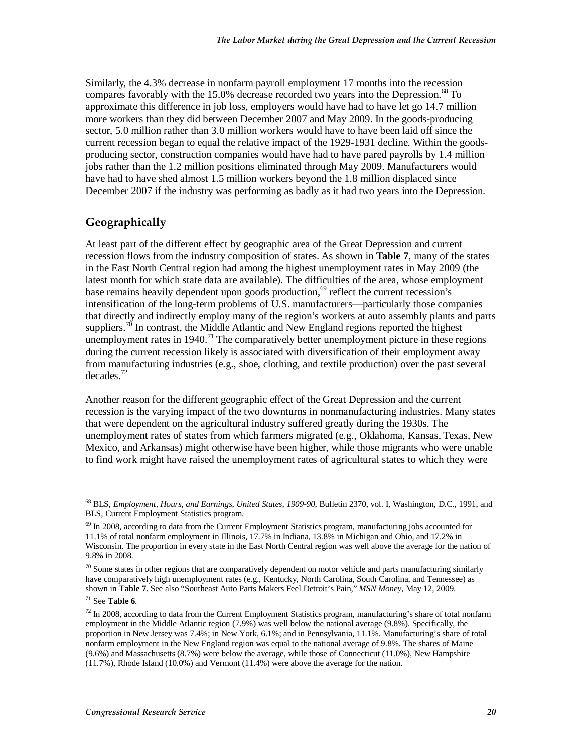Similarly, the 4.3% decrease in nonfarm payroll employment 17 months into the recession compares favorably with the 15.0% decrease recorded two years into the Depression.[68] To approximate this difference in job loss, employers would have had to have let go 14.7 million more workers than they did between December 2007 and May 2009. In the goods-producing sector, 5.0 million rather than 3.0 million workers would have to have been laid off since the current recession began to equal the relative impact of the 1929-1931 decline. Within the goods-producing sector, construction companies would have had to have pared payrolls by 1.4 million jobs rather than the 1.2 million positions eliminated through May 2009. Manufacturers would have had to have shed almost 1.5 million workers beyond the 1.8 million displaced since December 2007 if the industry was performing as badly as it had two years into the Depression.

## Geographically

At least part of the different effect by geographic area of the Great Depression and current recession flows from the industry composition of states. As shown in **Table 7**, many of the states in the East North Central region had among the highest unemployment rates in May 2009 (the latest month for which state data are available). The difficulties of the area, whose employment base remains heavily dependent upon goods production,[69] reflect the current recession's intensification of the long-term problems of U.S. manufacturers—particularly those companies that directly and indirectly employ many of the region's workers at auto assembly plants and parts suppliers.[70] In contrast, the Middle Atlantic and New England regions reported the highest unemployment rates in 1940.[71] The comparatively better unemployment picture in these regions during the current recession likely is associated with diversification of their employment away from manufacturing industries (e.g., shoe, clothing, and textile production) over the past several decades.[72]

Another reason for the different geographic effect of the Great Depression and the current recession is the varying impact of the two downturns in nonmanufacturing industries. Many states that were dependent on the agricultural industry suffered greatly during the 1930s. The unemployment rates of states from which farmers migrated (e.g., Oklahoma, Kansas, Texas, New Mexico, and Arkansas) might otherwise have been higher, while those migrants who were unable to find work might have raised the unemployment rates of agricultural states to which they were

---

[68] BLS, *Employment, Hours, and Earnings, United States, 1909-90*, Bulletin 2370, vol. I, Washington, D.C., 1991, and BLS, Current Employment Statistics program.

[69] In 2008, according to data from the Current Employment Statistics program, manufacturing jobs accounted for 11.1% of total nonfarm employment in Illinois, 17.7% in Indiana, 13.8% in Michigan and Ohio, and 17.2% in Wisconsin. The proportion in every state in the East North Central region was well above the average for the nation of 9.8% in 2008.

[70] Some states in other regions that are comparatively dependent on motor vehicle and parts manufacturing similarly have comparatively high unemployment rates (e.g., Kentucky, North Carolina, South Carolina, and Tennessee) as shown in **Table 7**. See also "Southeast Auto Parts Makers Feel Detroit's Pain," *MSN Money*, May 12, 2009.

[71] See **Table 6**.

[72] In 2008, according to data from the Current Employment Statistics program, manufacturing's share of total nonfarm employment in the Middle Atlantic region (7.9%) was well below the national average (9.8%). Specifically, the proportion in New Jersey was 7.4%; in New York, 6.1%; and in Pennsylvania, 11.1%. Manufacturing's share of total nonfarm employment in the New England region was equal to the national average of 9.8%. The shares of Maine (9.6%) and Massachusetts (8.7%) were below the average, while those of Connecticut (11.0%), New Hampshire (11.7%), Rhode Island (10.0%) and Vermont (11.4%) were above the average for the nation.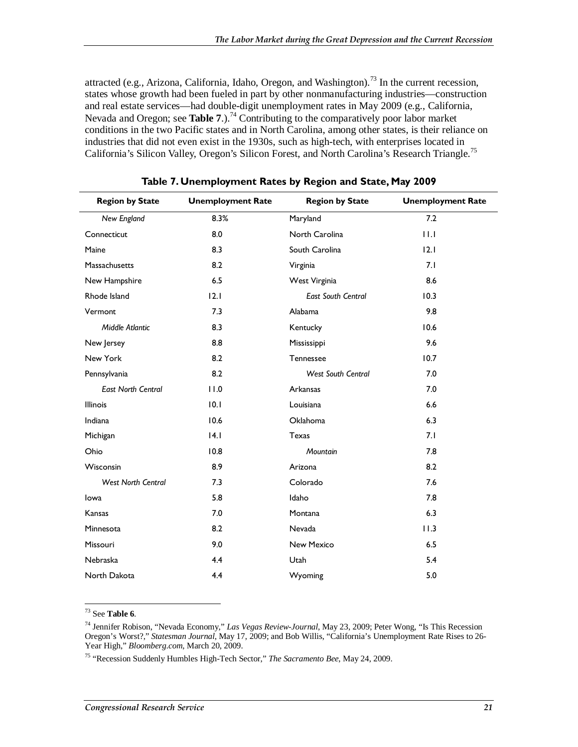attracted (e.g., Arizona, California, Idaho, Oregon, and Washington).[73] In the current recession, states whose growth had been fueled in part by other nonmanufacturing industries—construction and real estate services—had double-digit unemployment rates in May 2009 (e.g., California, Nevada and Oregon; see **Table 7**.).[74] Contributing to the comparatively poor labor market conditions in the two Pacific states and in North Carolina, among other states, is their reliance on industries that did not even exist in the 1930s, such as high-tech, with enterprises located in California's Silicon Valley, Oregon's Silicon Forest, and North Carolina's Research Triangle.[75]

**Table 7. Unemployment Rates by Region and State, May 2009**

| Region by State | Unemployment Rate | Region by State | Unemployment Rate |
|---|---|---|---|
| *New England* | 8.3% | Maryland | 7.2 |
| Connecticut | 8.0 | North Carolina | 11.1 |
| Maine | 8.3 | South Carolina | 12.1 |
| Massachusetts | 8.2 | Virginia | 7.1 |
| New Hampshire | 6.5 | West Virginia | 8.6 |
| Rhode Island | 12.1 | *East South Central* | 10.3 |
| Vermont | 7.3 | Alabama | 9.8 |
| *Middle Atlantic* | 8.3 | Kentucky | 10.6 |
| New Jersey | 8.8 | Mississippi | 9.6 |
| New York | 8.2 | Tennessee | 10.7 |
| Pennsylvania | 8.2 | *West South Central* | 7.0 |
| *East North Central* | 11.0 | Arkansas | 7.0 |
| Illinois | 10.1 | Louisiana | 6.6 |
| Indiana | 10.6 | Oklahoma | 6.3 |
| Michigan | 14.1 | Texas | 7.1 |
| Ohio | 10.8 | *Mountain* | 7.8 |
| Wisconsin | 8.9 | Arizona | 8.2 |
| *West North Central* | 7.3 | Colorado | 7.6 |
| Iowa | 5.8 | Idaho | 7.8 |
| Kansas | 7.0 | Montana | 6.3 |
| Minnesota | 8.2 | Nevada | 11.3 |
| Missouri | 9.0 | New Mexico | 6.5 |
| Nebraska | 4.4 | Utah | 5.4 |
| North Dakota | 4.4 | Wyoming | 5.0 |

[73] See **Table 6**.

[74] Jennifer Robison, "Nevada Economy," *Las Vegas Review-Journal*, May 23, 2009; Peter Wong, "Is This Recession Oregon's Worst?," *Statesman Journal*, May 17, 2009; and Bob Willis, "California's Unemployment Rate Rises to 26-Year High," *Bloomberg.com*, March 20, 2009.

[75] "Recession Suddenly Humbles High-Tech Sector," *The Sacramento Bee*, May 24, 2009.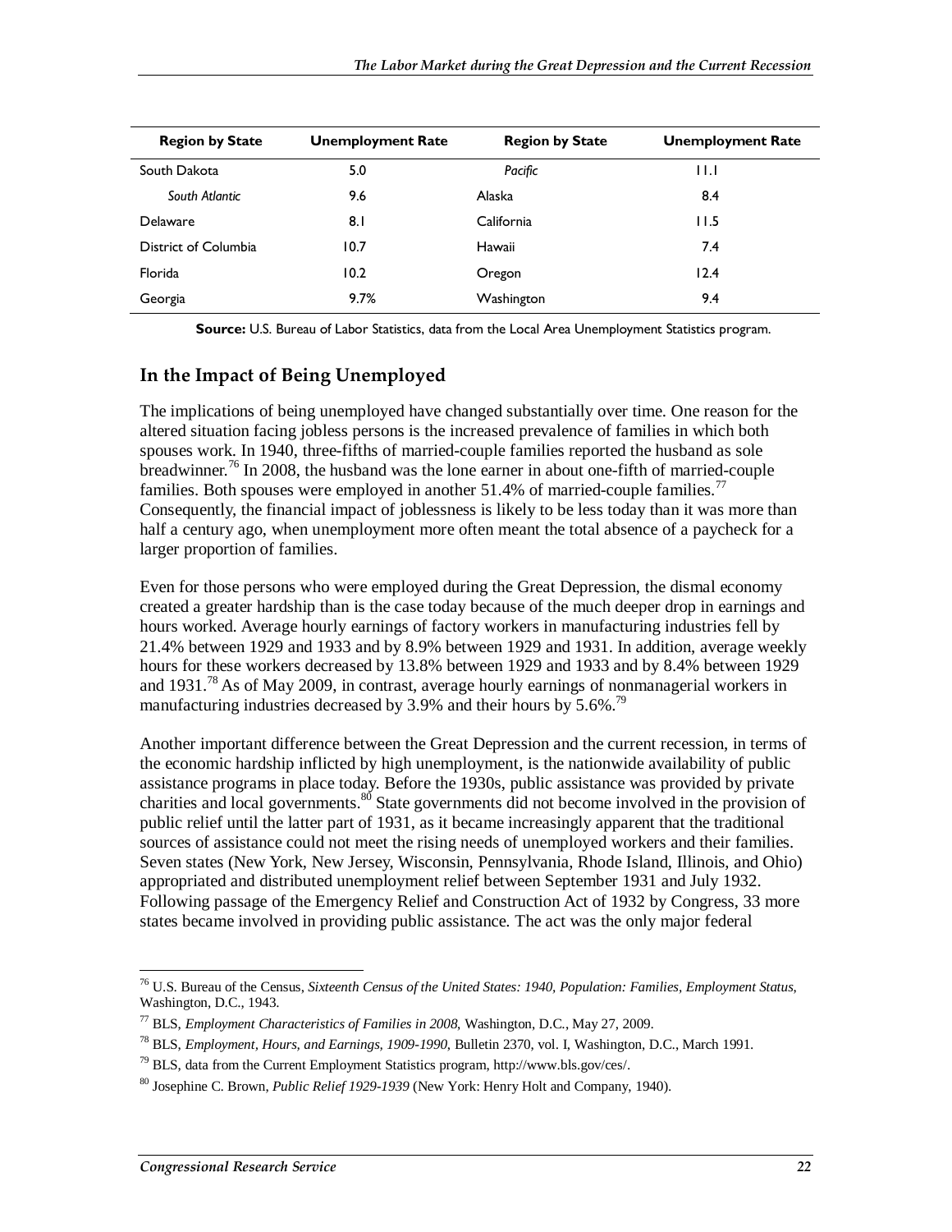| Region by State | Unemployment Rate | Region by State | Unemployment Rate |
|---|---|---|---|
| South Dakota | 5.0 | *Pacific* | 11.1 |
| *South Atlantic* | 9.6 | Alaska | 8.4 |
| Delaware | 8.1 | California | 11.5 |
| District of Columbia | 10.7 | Hawaii | 7.4 |
| Florida | 10.2 | Oregon | 12.4 |
| Georgia | 9.7% | Washington | 9.4 |

**Source:** U.S. Bureau of Labor Statistics, data from the Local Area Unemployment Statistics program.

## In the Impact of Being Unemployed

The implications of being unemployed have changed substantially over time. One reason for the altered situation facing jobless persons is the increased prevalence of families in which both spouses work. In 1940, three-fifths of married-couple families reported the husband as sole breadwinner.[76] In 2008, the husband was the lone earner in about one-fifth of married-couple families. Both spouses were employed in another 51.4% of married-couple families.[77] Consequently, the financial impact of joblessness is likely to be less today than it was more than half a century ago, when unemployment more often meant the total absence of a paycheck for a larger proportion of families.

Even for those persons who were employed during the Great Depression, the dismal economy created a greater hardship than is the case today because of the much deeper drop in earnings and hours worked. Average hourly earnings of factory workers in manufacturing industries fell by 21.4% between 1929 and 1933 and by 8.9% between 1929 and 1931. In addition, average weekly hours for these workers decreased by 13.8% between 1929 and 1933 and by 8.4% between 1929 and 1931.[78] As of May 2009, in contrast, average hourly earnings of nonmanagerial workers in manufacturing industries decreased by 3.9% and their hours by 5.6%.[79]

Another important difference between the Great Depression and the current recession, in terms of the economic hardship inflicted by high unemployment, is the nationwide availability of public assistance programs in place today. Before the 1930s, public assistance was provided by private charities and local governments.[80] State governments did not become involved in the provision of public relief until the latter part of 1931, as it became increasingly apparent that the traditional sources of assistance could not meet the rising needs of unemployed workers and their families. Seven states (New York, New Jersey, Wisconsin, Pennsylvania, Rhode Island, Illinois, and Ohio) appropriated and distributed unemployment relief between September 1931 and July 1932. Following passage of the Emergency Relief and Construction Act of 1932 by Congress, 33 more states became involved in providing public assistance. The act was the only major federal

---

[76] U.S. Bureau of the Census, *Sixteenth Census of the United States: 1940, Population: Families, Employment Status*, Washington, D.C., 1943.

[77] BLS, *Employment Characteristics of Families in 2008*, Washington, D.C., May 27, 2009.

[78] BLS, *Employment, Hours, and Earnings, 1909-1990*, Bulletin 2370, vol. I, Washington, D.C., March 1991.

[79] BLS, data from the Current Employment Statistics program, http://www.bls.gov/ces/.

[80] Josephine C. Brown, *Public Relief 1929-1939* (New York: Henry Holt and Company, 1940).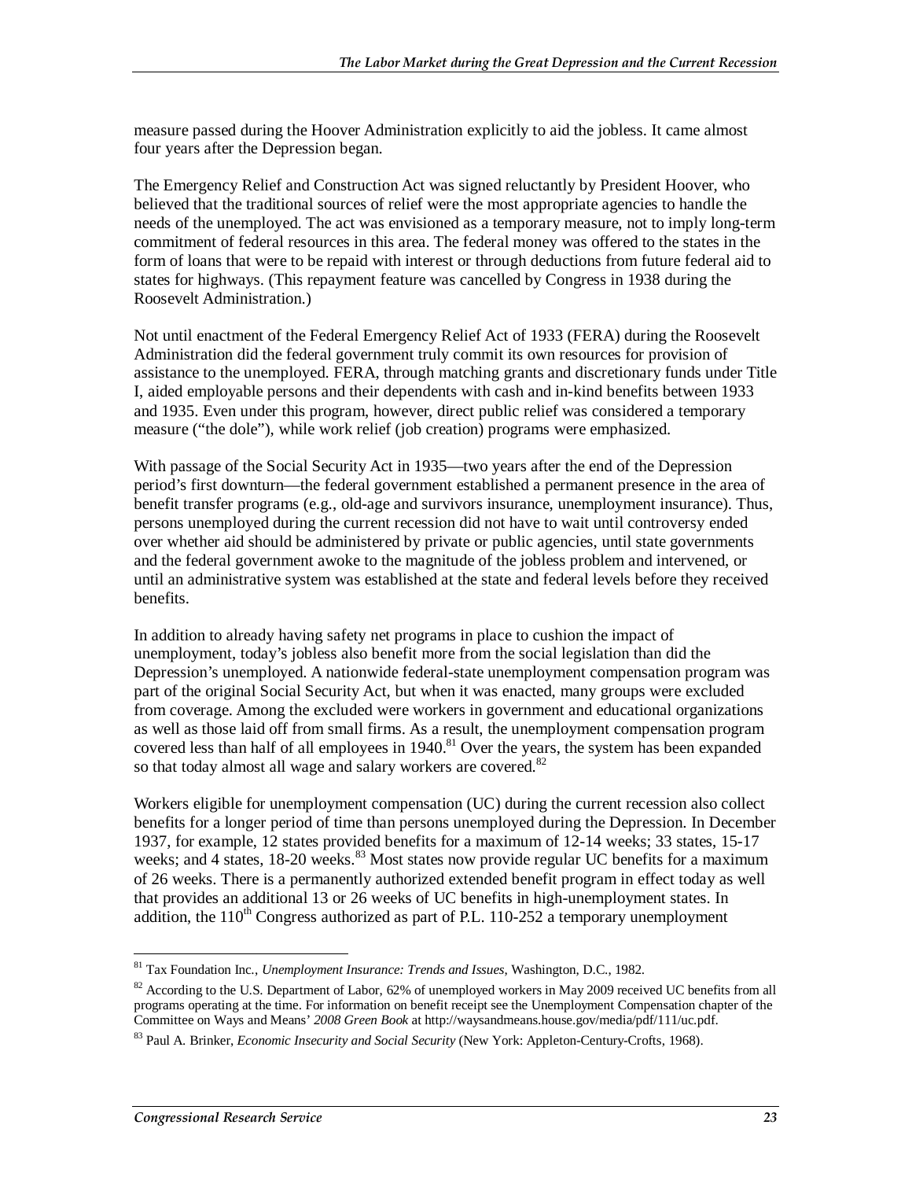measure passed during the Hoover Administration explicitly to aid the jobless. It came almost four years after the Depression began.

The Emergency Relief and Construction Act was signed reluctantly by President Hoover, who believed that the traditional sources of relief were the most appropriate agencies to handle the needs of the unemployed. The act was envisioned as a temporary measure, not to imply long-term commitment of federal resources in this area. The federal money was offered to the states in the form of loans that were to be repaid with interest or through deductions from future federal aid to states for highways. (This repayment feature was cancelled by Congress in 1938 during the Roosevelt Administration.)

Not until enactment of the Federal Emergency Relief Act of 1933 (FERA) during the Roosevelt Administration did the federal government truly commit its own resources for provision of assistance to the unemployed. FERA, through matching grants and discretionary funds under Title I, aided employable persons and their dependents with cash and in-kind benefits between 1933 and 1935. Even under this program, however, direct public relief was considered a temporary measure ("the dole"), while work relief (job creation) programs were emphasized.

With passage of the Social Security Act in 1935—two years after the end of the Depression period's first downturn—the federal government established a permanent presence in the area of benefit transfer programs (e.g., old-age and survivors insurance, unemployment insurance). Thus, persons unemployed during the current recession did not have to wait until controversy ended over whether aid should be administered by private or public agencies, until state governments and the federal government awoke to the magnitude of the jobless problem and intervened, or until an administrative system was established at the state and federal levels before they received benefits.

In addition to already having safety net programs in place to cushion the impact of unemployment, today's jobless also benefit more from the social legislation than did the Depression's unemployed. A nationwide federal-state unemployment compensation program was part of the original Social Security Act, but when it was enacted, many groups were excluded from coverage. Among the excluded were workers in government and educational organizations as well as those laid off from small firms. As a result, the unemployment compensation program covered less than half of all employees in 1940.[81] Over the years, the system has been expanded so that today almost all wage and salary workers are covered.[82]

Workers eligible for unemployment compensation (UC) during the current recession also collect benefits for a longer period of time than persons unemployed during the Depression. In December 1937, for example, 12 states provided benefits for a maximum of 12-14 weeks; 33 states, 15-17 weeks; and 4 states, 18-20 weeks.[83] Most states now provide regular UC benefits for a maximum of 26 weeks. There is a permanently authorized extended benefit program in effect today as well that provides an additional 13 or 26 weeks of UC benefits in high-unemployment states. In addition, the 110th Congress authorized as part of P.L. 110-252 a temporary unemployment

---

[81] Tax Foundation Inc., *Unemployment Insurance: Trends and Issues*, Washington, D.C., 1982.

[82] According to the U.S. Department of Labor, 62% of unemployed workers in May 2009 received UC benefits from all programs operating at the time. For information on benefit receipt see the Unemployment Compensation chapter of the Committee on Ways and Means' *2008 Green Book* at http://waysandmeans.house.gov/media/pdf/111/uc.pdf.

[83] Paul A. Brinker, *Economic Insecurity and Social Security* (New York: Appleton-Century-Crofts, 1968).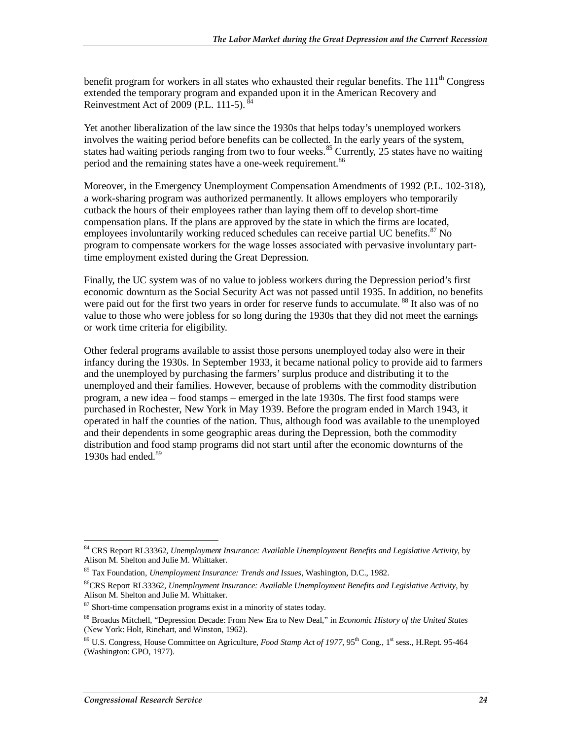benefit program for workers in all states who exhausted their regular benefits. The 111th Congress extended the temporary program and expanded upon it in the American Recovery and Reinvestment Act of 2009 (P.L. 111-5).[84]

Yet another liberalization of the law since the 1930s that helps today's unemployed workers involves the waiting period before benefits can be collected. In the early years of the system, states had waiting periods ranging from two to four weeks.[85] Currently, 25 states have no waiting period and the remaining states have a one-week requirement.[86]

Moreover, in the Emergency Unemployment Compensation Amendments of 1992 (P.L. 102-318), a work-sharing program was authorized permanently. It allows employers who temporarily cutback the hours of their employees rather than laying them off to develop short-time compensation plans. If the plans are approved by the state in which the firms are located, employees involuntarily working reduced schedules can receive partial UC benefits.[87] No program to compensate workers for the wage losses associated with pervasive involuntary part-time employment existed during the Great Depression.

Finally, the UC system was of no value to jobless workers during the Depression period's first economic downturn as the Social Security Act was not passed until 1935. In addition, no benefits were paid out for the first two years in order for reserve funds to accumulate.[88] It also was of no value to those who were jobless for so long during the 1930s that they did not meet the earnings or work time criteria for eligibility.

Other federal programs available to assist those persons unemployed today also were in their infancy during the 1930s. In September 1933, it became national policy to provide aid to farmers and the unemployed by purchasing the farmers' surplus produce and distributing it to the unemployed and their families. However, because of problems with the commodity distribution program, a new idea – food stamps – emerged in the late 1930s. The first food stamps were purchased in Rochester, New York in May 1939. Before the program ended in March 1943, it operated in half the counties of the nation. Thus, although food was available to the unemployed and their dependents in some geographic areas during the Depression, both the commodity distribution and food stamp programs did not start until after the economic downturns of the 1930s had ended.[89]

---

[84] CRS Report RL33362, *Unemployment Insurance: Available Unemployment Benefits and Legislative Activity*, by Alison M. Shelton and Julie M. Whittaker.

[85] Tax Foundation, *Unemployment Insurance: Trends and Issues*, Washington, D.C., 1982.

[86] CRS Report RL33362, *Unemployment Insurance: Available Unemployment Benefits and Legislative Activity*, by Alison M. Shelton and Julie M. Whittaker.

[87] Short-time compensation programs exist in a minority of states today.

[88] Broadus Mitchell, "Depression Decade: From New Era to New Deal," in *Economic History of the United States* (New York: Holt, Rinehart, and Winston, 1962).

[89] U.S. Congress, House Committee on Agriculture, *Food Stamp Act of 1977*, 95th Cong., 1st sess., H.Rept. 95-464 (Washington: GPO, 1977).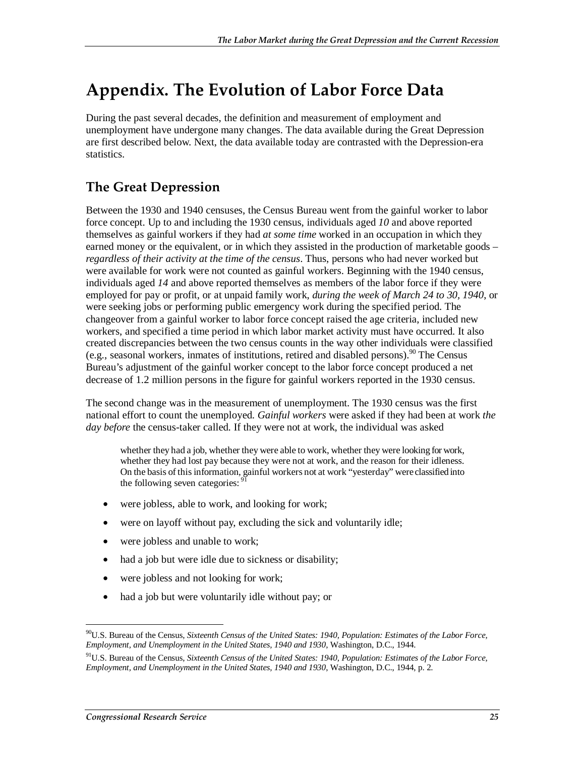# Appendix. The Evolution of Labor Force Data

During the past several decades, the definition and measurement of employment and unemployment have undergone many changes. The data available during the Great Depression are first described below. Next, the data available today are contrasted with the Depression-era statistics.

## The Great Depression

Between the 1930 and 1940 censuses, the Census Bureau went from the gainful worker to labor force concept. Up to and including the 1930 census, individuals aged *10* and above reported themselves as gainful workers if they had *at some time* worked in an occupation in which they earned money or the equivalent, or in which they assisted in the production of marketable goods – *regardless of their activity at the time of the census*. Thus, persons who had never worked but were available for work were not counted as gainful workers. Beginning with the 1940 census, individuals aged *14* and above reported themselves as members of the labor force if they were employed for pay or profit, or at unpaid family work, *during the week of March 24 to 30, 1940*, or were seeking jobs or performing public emergency work during the specified period. The changeover from a gainful worker to labor force concept raised the age criteria, included new workers, and specified a time period in which labor market activity must have occurred. It also created discrepancies between the two census counts in the way other individuals were classified (e.g., seasonal workers, inmates of institutions, retired and disabled persons).[90] The Census Bureau's adjustment of the gainful worker concept to the labor force concept produced a net decrease of 1.2 million persons in the figure for gainful workers reported in the 1930 census.

The second change was in the measurement of unemployment. The 1930 census was the first national effort to count the unemployed. *Gainful workers* were asked if they had been at work *the day before* the census-taker called. If they were not at work, the individual was asked

> whether they had a job, whether they were able to work, whether they were looking for work, whether they had lost pay because they were not at work, and the reason for their idleness. On the basis of this information, gainful workers not at work "yesterday" were classified into the following seven categories: [91]

- were jobless, able to work, and looking for work;
- were on layoff without pay, excluding the sick and voluntarily idle;
- were jobless and unable to work;
- had a job but were idle due to sickness or disability;
- were jobless and not looking for work;
- had a job but were voluntarily idle without pay; or

---

[90] U.S. Bureau of the Census, *Sixteenth Census of the United States: 1940, Population: Estimates of the Labor Force, Employment, and Unemployment in the United States, 1940 and 1930*, Washington, D.C., 1944.

[91] U.S. Bureau of the Census, *Sixteenth Census of the United States: 1940, Population: Estimates of the Labor Force, Employment, and Unemployment in the United States, 1940 and 1930*, Washington, D.C., 1944, p. 2.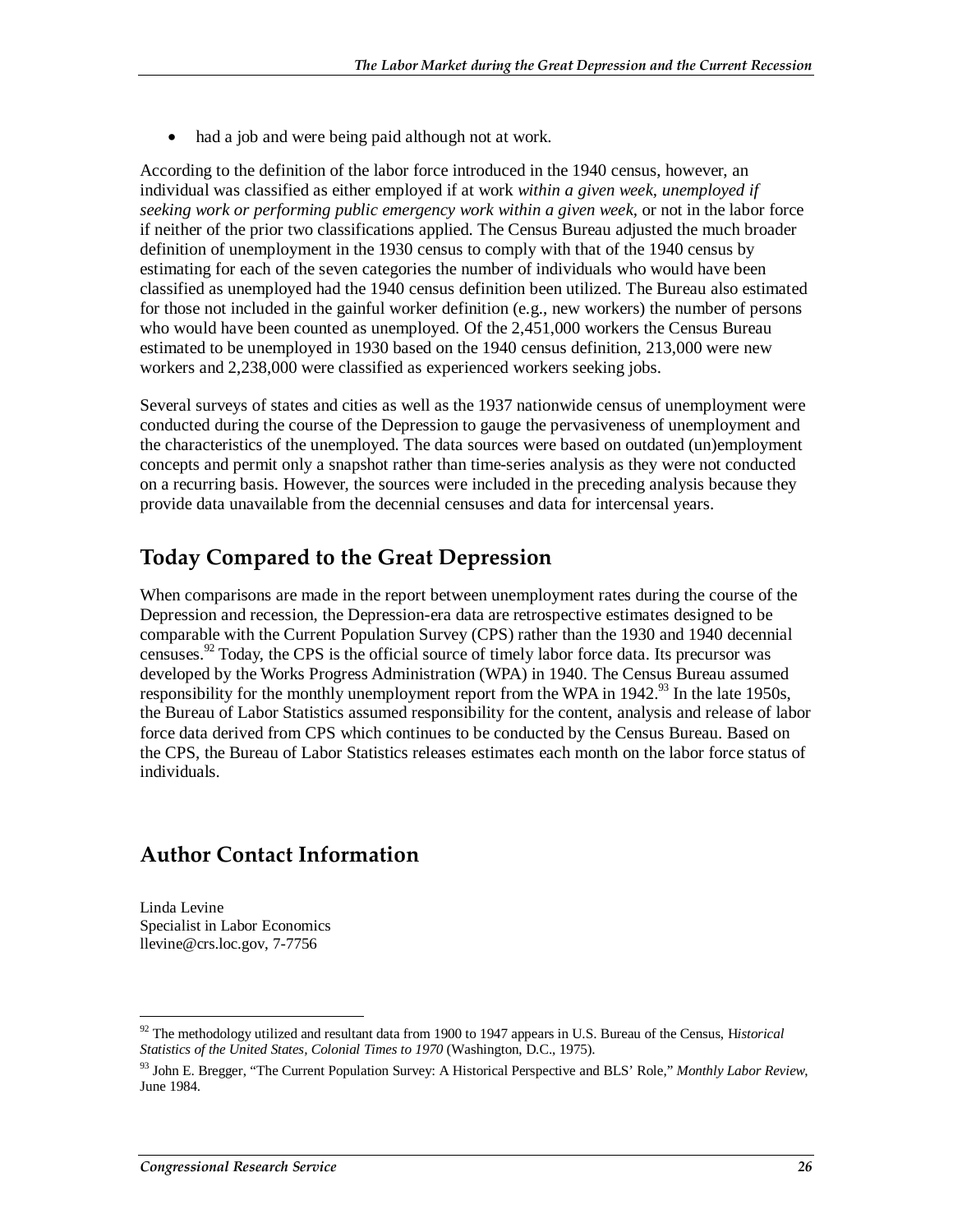- had a job and were being paid although not at work.

According to the definition of the labor force introduced in the 1940 census, however, an individual was classified as either employed if at work *within a given week, unemployed if seeking work or performing public emergency work within a given week*, or not in the labor force if neither of the prior two classifications applied. The Census Bureau adjusted the much broader definition of unemployment in the 1930 census to comply with that of the 1940 census by estimating for each of the seven categories the number of individuals who would have been classified as unemployed had the 1940 census definition been utilized. The Bureau also estimated for those not included in the gainful worker definition (e.g., new workers) the number of persons who would have been counted as unemployed. Of the 2,451,000 workers the Census Bureau estimated to be unemployed in 1930 based on the 1940 census definition, 213,000 were new workers and 2,238,000 were classified as experienced workers seeking jobs.

Several surveys of states and cities as well as the 1937 nationwide census of unemployment were conducted during the course of the Depression to gauge the pervasiveness of unemployment and the characteristics of the unemployed. The data sources were based on outdated (un)employment concepts and permit only a snapshot rather than time-series analysis as they were not conducted on a recurring basis. However, the sources were included in the preceding analysis because they provide data unavailable from the decennial censuses and data for intercensal years.

## Today Compared to the Great Depression

When comparisons are made in the report between unemployment rates during the course of the Depression and recession, the Depression-era data are retrospective estimates designed to be comparable with the Current Population Survey (CPS) rather than the 1930 and 1940 decennial censuses.[92] Today, the CPS is the official source of timely labor force data. Its precursor was developed by the Works Progress Administration (WPA) in 1940. The Census Bureau assumed responsibility for the monthly unemployment report from the WPA in 1942.[93] In the late 1950s, the Bureau of Labor Statistics assumed responsibility for the content, analysis and release of labor force data derived from CPS which continues to be conducted by the Census Bureau. Based on the CPS, the Bureau of Labor Statistics releases estimates each month on the labor force status of individuals.

## Author Contact Information

Linda Levine
Specialist in Labor Economics
llevine@crs.loc.gov, 7-7756

---

[92] The methodology utilized and resultant data from 1900 to 1947 appears in U.S. Bureau of the Census, H*istorical Statistics of the United States, Colonial Times to 1970* (Washington, D.C., 1975).

[93] John E. Bregger, "The Current Population Survey: A Historical Perspective and BLS' Role," *Monthly Labor Review*, June 1984.